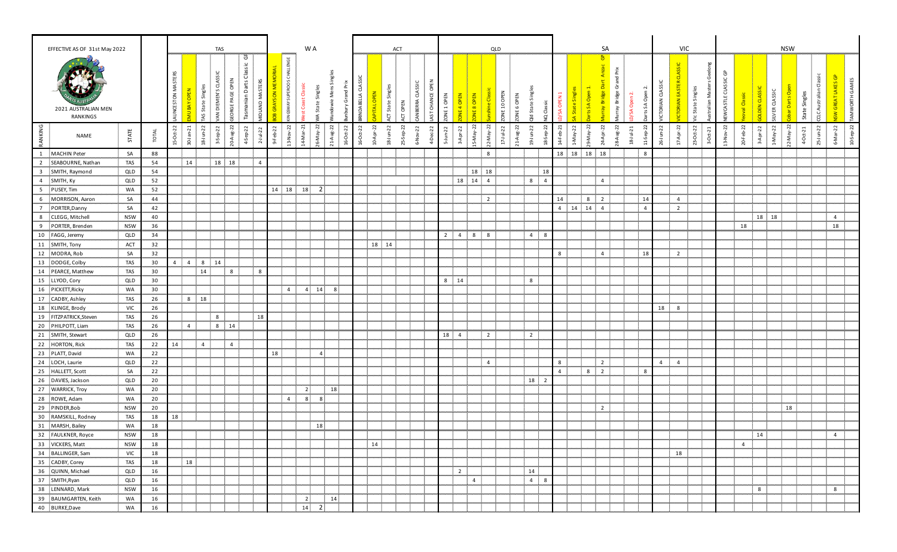EFFECTIVE AS OF 31st May 2022

2021 AUSTRALIAN MEN RANKINGS

| | | | | TAS | | | | | | | WA | | | | | | ACT | | | | | | QLD | | | | | | | | SA | | | | | | | VIC | | | | NSW | | | | | | | | |
|---|---|---|---|---|---|---|---|---|---|---|---|---|---|---|---|---|---|---|---|---|---|---|---|---|---|---|---|---|---|---|---|---|---|---|---|---|---|---|---|---|---|---|---|---|---|---|---|---|---|---|
| | | | | LAUNCESTON MASTERS | EMU BAY OPEN | TAS State Singles | VAN DIEMEN'S CLASSIC | GEORGE PAGE OPEN | Tasmanian Darts Classic GF | MIDLAND MASTERS | BOB GRAYSON MEMORIAL | KINGSWAY SUPEROO'S CHALLENGE | West Coast Classic | WA State Singles | Wundowie Mens Singles | Bunbury Grand Prix | BRINDABELLA CLASSIC | CAPITAL OPEN | ACT State Singles | ACT OPEN | CANBERRA CLASSIC | LAST CHANCE OPEN | ZONE 1 OPEN | ZONE 4 OPEN | ZONE 8 OPEN | Sunshine Classic | ZONE 10 OPEN | ZONE 6 OPEN | Qld State Singles | NQ Classic | LD/SA OPEN 1 | SA State Singles | Darts SA Open 1 | Murray Bridge Dart Assoc GP | Murray Bridge Grand Prix | LD/SA Open 2 | Darts SA Open 2 | VICTORIAN CLASSIC | VICTORIAN EASTER CLASSIC | Vic State Singles | Australian Masters Geelong | NEWCASTLE CLASSIC GP | Yeoval Classic | GOLDEN CLASSIC | SILVER CLASSIC | Cobar Darts Open | State Singles | CCLC Australian Classic | NSW GREAT LAKES GP | TAMWORTH GAMES |
| RANKING | NAME | STATE | TOTAL | 15-Oct-22 | 30-Jan-21 | 18-Jun-22 | 3-Sep-22 | 20-Aug-22 | 4-Sep-22 | 2-Jul-22 | 9-Feb-22 | 13-Nov-22 | 14-Mar-21 | 26-May-22 | 21-Aug-22 | 16-Oct-22 | 16-Oct-22 | 10-Apr-22 | 18-Jun-22 | 25-Sep-22 | 6-Nov-22 | 4-Dec-22 | 5-Jun-22 | 3-Apr-22 | 15-May-22 | 22-May-22 | 17-Jul-22 | 21-Aug-22 | 19-Jun-22 | 18-Sep-22 | 14-Feb-21 | 1-May-22 | 29-May-22 | 24-Apr-22 | 28-Aug-22 | 18-Jul-21 | 11-Sep-22 | 26-Jun-22 | 17-Apr-22 | 23-Oct-22 | 3-Oct-21 | 13-Nov-22 | 20-Feb-22 | 3-Apr-22 | 1-May-22 | 22-May-22 | 4-Oct-21 | 25-Jun-22 | 6-Mar-22 | 10-Sep-22 |
| 1 | MACHIN Peter | SA | 88 | | | | | | | | | | | | | | | | | | | | | | | 8 | | | | | 18 | 18 | 18 | 18 | | | 8 | | | | | | | | | | | | | |
| 2 | SEABOURNE, Nathan | TAS | 54 | | 14 | | 18 | 18 | | 4 | | | | | | | | | | | | | | | | | | | | | | | | | | | | | | | | | | | | | | | | |
| 3 | SMITH, Raymond | QLD | 54 | | | | | | | | | | | | | | | | | | | | | | 18 | 18 | | | | 18 | | | | | | | | | | | | | | | | | | | | |
| 4 | SMITH, Ky | QLD | 52 | | | | | | | | | | | | | | | | | | | | | 18 | 14 | 4 | | | 8 | 4 | | | | 4 | | | | | | | | | | | | | | | | |
| 5 | PUSEY, Tim | WA | 52 | | | | | | | | 14 | 18 | 18 | 2 | | | | | | | | | | | | | | | | | | | | | | | | | | | | | | | | | | | | |
| 6 | MORRISON, Aaron | SA | 44 | | | | | | | | | | | | | | | | | | | | | | | 2 | | | | | 14 | | 8 | 2 | | | 14 | | 4 | | | | | | | | | | | |
| 7 | PORTER,Danny | SA | 42 | | | | | | | | | | | | | | | | | | | | | | | | | | | | 4 | 14 | 14 | 4 | | | 4 | | 2 | | | | | | | | | | | |
| 8 | CLEGG, Mitchell | NSW | 40 | | | | | | | | | | | | | | | | | | | | | | | | | | | | | | | | | | | | | | | | | | 18 | 18 | | | 4 | |
| 9 | PORTER, Brenden | NSW | 36 | | | | | | | | | | | | | | | | | | | | | | | | | | | | | | | | | | | | | | | | 18 | | | | | | 18 | |
| 10 | FAGG, Jeremy | QLD | 34 | | | | | | | | | | | | | | | | | | | | 2 | 4 | 8 | 8 | | | 4 | 8 | | | | | | | | | | | | | | | | | | | | |
| 11 | SMITH, Tony | ACT | 32 | | | | | | | | | | | | | | | 18 | 14 | | | | | | | | | | | | | | | | | | | | | | | | | | | | | | | |
| 12 | MODRA, Rob | SA | 32 | | | | | | | | | | | | | | | | | | | | | | | | | | | | 8 | | | 4 | | | 18 | | 2 | | | | | | | | | | | |
| 13 | DODGE, Colby | TAS | 30 | 4 | 4 | 8 | 14 | | | | | | | | | | | | | | | | | | | | | | | | | | | | | | | | | | | | | | | | | | | |
| 14 | PEARCE, Matthew | TAS | 30 | | | 14 | | 8 | | 8 | | | | | | | | | | | | | | | | | | | | | | | | | | | | | | | | | | | | | | | | |
| 15 | LLYOD, Cory | QLD | 30 | | | | | | | | | | | | | | | | | | | | 8 | 14 | | | | | 8 | | | | | | | | | | | | | | | | | | | | | |
| 16 | PICKETT,Ricky | WA | 30 | | | | | | | | | 4 | 4 | 14 | 8 | | | | | | | | | | | | | | | | | | | | | | | | | | | | | | | | | | | |
| 17 | CADBY, Ashley | TAS | 26 | | 8 | 18 | | | | | | | | | | | | | | | | | | | | | | | | | | | | | | | | | | | | | | | | | | | | |
| 18 | KLINGE, Brody | VIC | 26 | | | | | | | | | | | | | | | | | | | | | | | | | | | | | | | | | | | 18 | 8 | | | | | | | | | | | |
| 19 | FITZPATRICK,Steven | TAS | 26 | | | | 8 | | | 18 | | | | | | | | | | | | | | | | | | | | | | | | | | | | | | | | | | | | | | | | |
| 20 | PHILPOTT, Liam | TAS | 26 | | 4 | | 8 | 14 | | | | | | | | | | | | | | | | | | | | | | | | | | | | | | | | | | | | | | | | | | |
| 21 | SMITH, Stewart | QLD | 26 | | | | | | | | | | | | | | | | | | | | 18 | 4 | | 2 | | | 2 | | | | | | | | | | | | | | | | | | | | | |
| 22 | HORTON, Rick | TAS | 22 | 14 | | 4 | | 4 | | | | | | | | | | | | | | | | | | | | | | | | | | | | | | | | | | | | | | | | | | |
| 23 | PLATT, David | WA | 22 | | | | | | | | 18 | | | 4 | | | | | | | | | | | | | | | | | | | | | | | | | | | | | | | | | | | | |
| 24 | LOCH, Laurie | QLD | 22 | | | | | | | | | | | | | | | | | | | | | | | 4 | | | | | 8 | | | 2 | | | | 4 | 4 | | | | | | | | | | | |
| 25 | HALLETT, Scott | SA | 22 | | | | | | | | | | | | | | | | | | | | | | | | | | | | 4 | | 8 | 2 | | | 8 | | | | | | | | | | | | | |
| 26 | DAVIES, Jackson | QLD | 20 | | | | | | | | | | | | | | | | | | | | | | | | | | 18 | 2 | | | | | | | | | | | | | | | | | | | | |
| 27 | WARRICK, Troy | WA | 20 | | | | | | | | | | 2 | | 18 | | | | | | | | | | | | | | | | | | | | | | | | | | | | | | | | | | | |
| 28 | ROWE, Adam | WA | 20 | | | | | | | | | 4 | 8 | 8 | | | | | | | | | | | | | | | | | | | | | | | | | | | | | | | | | | | | |
| 29 | PINDER,Bob | NSW | 20 | | | | | | | | | | | | | | | | | | | | | | | | | | | | | | | 2 | | | | | | | | | | | | 18 | | | | |
| 30 | RAMSKILL, Rodney | TAS | 18 | 18 | | | | | | | | | | | | | | | | | | | | | | | | | | | | | | | | | | | | | | | | | | | | | | |
| 31 | MARSH, Bailey | WA | 18 | | | | | | | | | | | 18 | | | | | | | | | | | | | | | | | | | | | | | | | | | | | | | | | | | | |
| 32 | FAULKNER, Royce | NSW | 18 | | | | | | | | | | | | | | | | | | | | | | | | | | | | | | | | | | | | | | | | | 14 | | | | | 4 | |
| 33 | VICKERS, Matt | NSW | 18 | | | | | | | | | | | | | | | 14 | | | | | | | | | | | | | | | | | | | | | | | | | 4 | | | | | | | |
| 34 | BALLINGER, Sam | VIC | 18 | | | | | | | | | | | | | | | | | | | | | | | | | | | | | | | | | | | | 18 | | | | | | | | | | | |
| 35 | CADBY, Corey | TAS | 18 | | 18 | | | | | | | | | | | | | | | | | | | | | | | | | | | | | | | | | | | | | | | | | | | | | |
| 36 | QUINN, Michael | QLD | 16 | | | | | | | | | | | | | | | | | | | | | 2 | | | | | 14 | | | | | | | | | | | | | | | | | | | | | |
| 37 | SMITH,Ryan | QLD | 16 | | | | | | | | | | | | | | | | | | | | | | 4 | | | | 4 | 8 | | | | | | | | | | | | | | | | | | | | |
| 38 | LENNARD, Mark | NSW | 16 | | | | | | | | | | | | | | | | | | | | | | | | | | | | | | | | | | | | | | | | | | 8 | | | | 8 | |
| 39 | BAUMGARTEN, Keith | WA | 16 | | | | | | | | | | 2 | | 14 | | | | | | | | | | | | | | | | | | | | | | | | | | | | | | | | | | | |
| 40 | BURKE,Dave | WA | 16 | | | | | | | | | | 14 | 2 | | | | | | | | | | | | | | | | | | | | | | | | | | | | | | | | | | | | |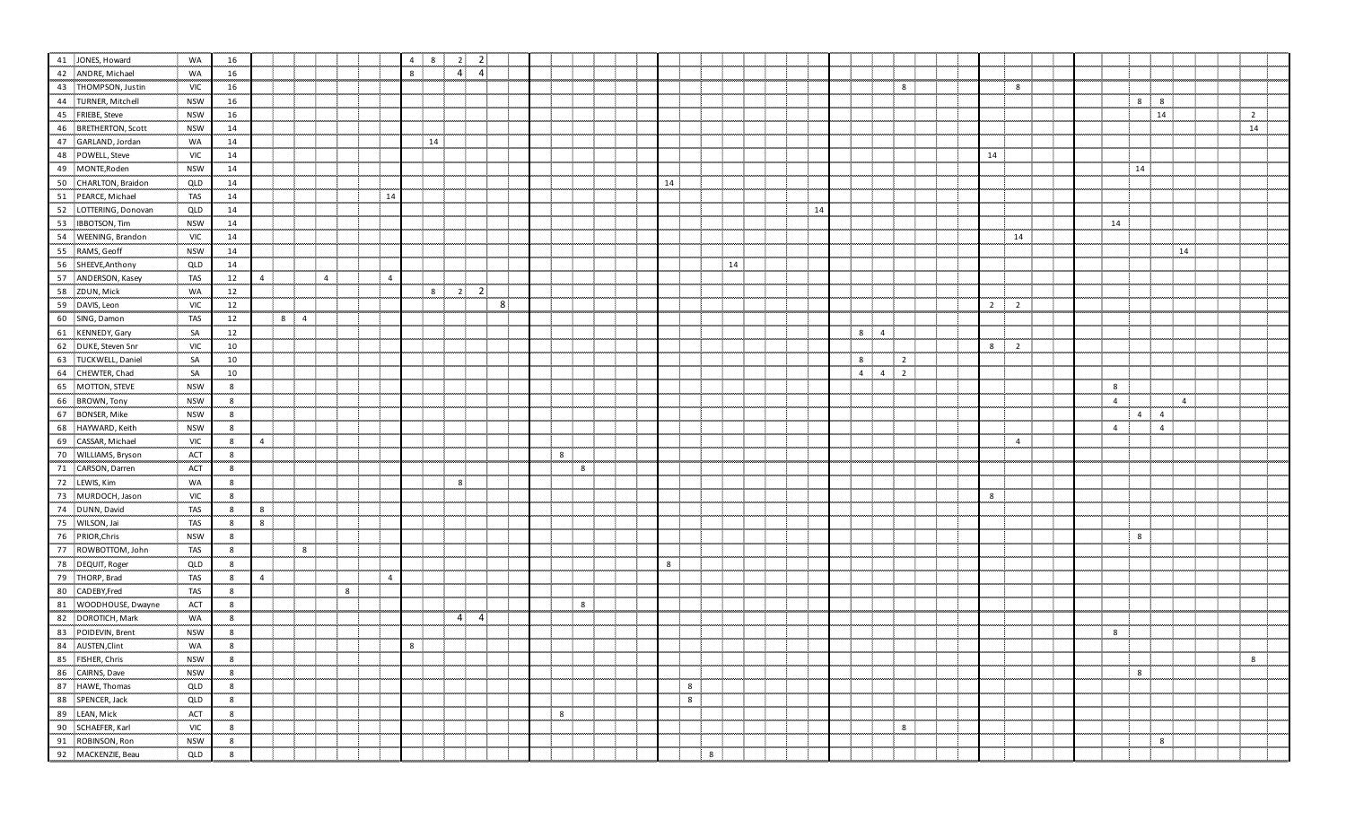| # | Name | State | Total | | | | | | | | | | | | | | | | | | | | | | | | | | | | |
|---|---|---|---|---|---|---|---|---|---|---|---|---|---|---|---|---|---|---|---|---|---|---|---|---|---|---|---|---|---|---|---|
| 41 | JONES, Howard | WA | 16 | | | | | | | 4 | 8 | 2 | 2 | | | | | | | | | | | | | | | | | | |
| 42 | ANDRE, Michael | WA | 16 | | | | | | | 8 | | 4 | 4 | | | | | | | | | | | | | | | | | | |
| 43 | THOMPSON, Justin | VIC | 16 | | | | | | | | | | | | | | | | | | | | | 8 | | 8 | | | | | |
| 44 | TURNER, Mitchell | NSW | 16 | | | | | | | | | | | | | | | | | | | | | | | | | 8 | 8 | | |
| 45 | FRIEBE, Steve | NSW | 16 | | | | | | | | | | | | | | | | | | | | | | | | | | 14 | | 2 |
| 46 | BRETHERTON, Scott | NSW | 14 | | | | | | | | | | | | | | | | | | | | | | | | | | | | 14 |
| 47 | GARLAND, Jordan | WA | 14 | | | | | | | | 14 | | | | | | | | | | | | | | | | | | | | |
| 48 | POWELL, Steve | VIC | 14 | | | | | | | | | | | | | | | | | | | | | | 14 | | | | | | |
| 49 | MONTE,Roden | NSW | 14 | | | | | | | | | | | | | | | | | | | | | | | | | 14 | | | |
| 50 | CHARLTON, Braidon | QLD | 14 | | | | | | | | | | | | | | 14 | | | | | | | | | | | | | | |
| 51 | PEARCE, Michael | TAS | 14 | | | | | | 14 | | | | | | | | | | | | | | | | | | | | | | |
| 52 | LOTTERING, Donovan | QLD | 14 | | | | | | | | | | | | | | | | | | 14 | | | | | | | | | | |
| 53 | IBBOTSON, Tim | NSW | 14 | | | | | | | | | | | | | | | | | | | | | | | | 14 | | | | |
| 54 | WEENING, Brandon | VIC | 14 | | | | | | | | | | | | | | | | | | | | | | | 14 | | | | | |
| 55 | RAMS, Geoff | NSW | 14 | | | | | | | | | | | | | | | | | | | | | | | | | | | 14 | |
| 56 | SHEEVE,Anthony | QLD | 14 | | | | | | | | | | | | | | | | | 14 | | | | | | | | | | | |
| 57 | ANDERSON, Kasey | TAS | 12 | 4 | | | 4 | | 4 | | | | | | | | | | | | | | | | | | | | | | |
| 58 | ZDUN, Mick | WA | 12 | | | | | | | | 8 | 2 | 2 | | | | | | | | | | | | | | | | | | |
| 59 | DAVIS, Leon | VIC | 12 | | | | | | | | | | | 8 | | | | | | | | | | | 2 | 2 | | | | | |
| 60 | SING, Damon | TAS | 12 | | 8 | 4 | | | | | | | | | | | | | | | | | | | | | | | | | |
| 61 | KENNEDY, Gary | SA | 12 | | | | | | | | | | | | | | | | | | | 8 | 4 | | | | | | | | |
| 62 | DUKE, Steven Snr | VIC | 10 | | | | | | | | | | | | | | | | | | | | | | 8 | 2 | | | | | |
| 63 | TUCKWELL, Daniel | SA | 10 | | | | | | | | | | | | | | | | | | | 8 | | 2 | | | | | | | |
| 64 | CHEWTER, Chad | SA | 10 | | | | | | | | | | | | | | | | | | | 4 | 4 | 2 | | | | | | | |
| 65 | MOTTON, STEVE | NSW | 8 | | | | | | | | | | | | | | | | | | | | | | | | 8 | | | | |
| 66 | BROWN, Tony | NSW | 8 | | | | | | | | | | | | | | | | | | | | | | | | 4 | | | 4 | |
| 67 | BONSER, Mike | NSW | 8 | | | | | | | | | | | | | | | | | | | | | | | | | 4 | 4 | | |
| 68 | HAYWARD, Keith | NSW | 8 | | | | | | | | | | | | | | | | | | | | | | | | 4 | | 4 | | |
| 69 | CASSAR, Michael | VIC | 8 | 4 | | | | | | | | | | | | | | | | | | | | | | 4 | | | | | |
| 70 | WILLIAMS, Bryson | ACT | 8 | | | | | | | | | | | | 8 | | | | | | | | | | | | | | | | |
| 71 | CARSON, Darren | ACT | 8 | | | | | | | | | | | | | 8 | | | | | | | | | | | | | | | |
| 72 | LEWIS, Kim | WA | 8 | | | | | | | | | 8 | | | | | | | | | | | | | | | | | | | |
| 73 | MURDOCH, Jason | VIC | 8 | | | | | | | | | | | | | | | | | | | | | | 8 | | | | | | |
| 74 | DUNN, David | TAS | 8 | 8 | | | | | | | | | | | | | | | | | | | | | | | | | | | |
| 75 | WILSON, Jai | TAS | 8 | 8 | | | | | | | | | | | | | | | | | | | | | | | | | | | |
| 76 | PRIOR,Chris | NSW | 8 | | | | | | | | | | | | | | | | | | | | | | | | | 8 | | | |
| 77 | ROWBOTTOM, John | TAS | 8 | | | 8 | | | | | | | | | | | | | | | | | | | | | | | | | |
| 78 | DEQUIT, Roger | QLD | 8 | | | | | | | | | | | | | | 8 | | | | | | | | | | | | | | |
| 79 | THORP, Brad | TAS | 8 | 4 | | | | | 4 | | | | | | | | | | | | | | | | | | | | | | |
| 80 | CADEBY,Fred | TAS | 8 | | | | | 8 | | | | | | | | | | | | | | | | | | | | | | | |
| 81 | WOODHOUSE, Dwayne | ACT | 8 | | | | | | | | | | | | | 8 | | | | | | | | | | | | | | | |
| 82 | DOROTICH, Mark | WA | 8 | | | | | | | | | 4 | 4 | | | | | | | | | | | | | | | | | | |
| 83 | POIDEVIN, Brent | NSW | 8 | | | | | | | | | | | | | | | | | | | | | | | | 8 | | | | |
| 84 | AUSTEN,Clint | WA | 8 | | | | | | | 8 | | | | | | | | | | | | | | | | | | | | | |
| 85 | FISHER, Chris | NSW | 8 | | | | | | | | | | | | | | | | | | | | | | | | | | | | 8 |
| 86 | CAIRNS, Dave | NSW | 8 | | | | | | | | | | | | | | | | | | | | | | | | | 8 | | | |
| 87 | HAWE, Thomas | QLD | 8 | | | | | | | | | | | | | | | 8 | | | | | | | | | | | | | |
| 88 | SPENCER, Jack | QLD | 8 | | | | | | | | | | | | | | | 8 | | | | | | | | | | | | | |
| 89 | LEAN, Mick | ACT | 8 | | | | | | | | | | | | 8 | | | | | | | | | | | | | | | | |
| 90 | SCHAEFER, Karl | VIC | 8 | | | | | | | | | | | | | | | | | | | | | 8 | | | | | | | |
| 91 | ROBINSON, Ron | NSW | 8 | | | | | | | | | | | | | | | | | | | | | | | | | | 8 | | |
| 92 | MACKENZIE, Beau | QLD | 8 | | | | | | | | | | | | | | | | 8 | | | | | | | | | | | | |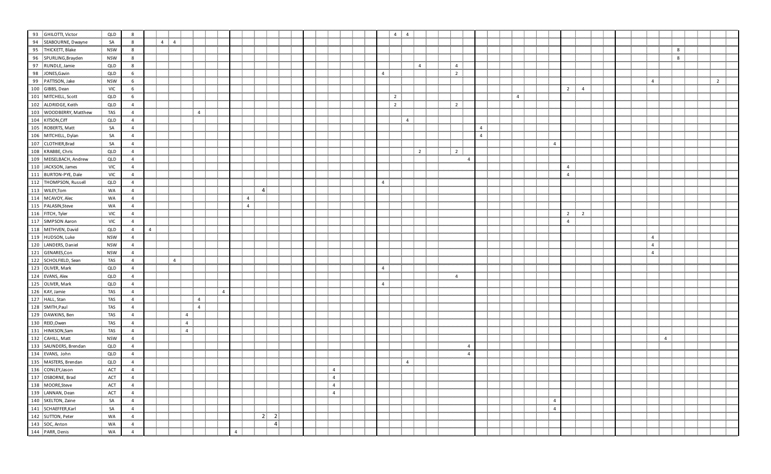| | | | | | | | | | | | | | | | | | | | | | | | | | | | | | | | | | | | | | | | | | | | | | | | | | | | |
|---|---|---|---|---|---|---|---|---|---|---|---|---|---|---|---|---|---|---|---|---|---|---|---|---|---|---|---|---|---|---|---|---|---|---|---|---|---|---|---|---|---|---|---|---|---|---|---|---|---|---|---|
| 93 | GHILOTTI, Victor | QLD | 8 | | | | | | | | | | | | | | | | | | | | | 4 | 4 | | | | | | | | | | | | | | | | | | | | | | | | | | |
| 94 | SEABOURNE, Dwayne | SA | 8 | | 4 | 4 | | | | | | | | | | | | | | | | | | | | | | | | | | | | | | | | | | | | | | | | | | | | | |
| 95 | THICKETT, Blake | NSW | 8 | | | | | | | | | | | | | | | | | | | | | | | | | | | | | | | | | | | | | | | | | | | | 8 | | | | |
| 96 | SPURLING,Brayden | NSW | 8 | | | | | | | | | | | | | | | | | | | | | | | | | | | | | | | | | | | | | | | | | | | | 8 | | | | |
| 97 | RUNDLE, Jamie | QLD | 8 | | | | | | | | | | | | | | | | | | | | | | | 4 | | | 4 | | | | | | | | | | | | | | | | | | | | | | |
| 98 | JONES,Gavin | QLD | 6 | | | | | | | | | | | | | | | | | | | 4 | | | | | | | 2 | | | | | | | | | | | | | | | | | | | | | | |
| 99 | PATTISON, Jake | NSW | 6 | | | | | | | | | | | | | | | | | | | | | | | | | | | | | | | | | | | | | | | | | | 4 | | | | | 2 | |
| 100 | GIBBS, Dean | VIC | 6 | | | | | | | | | | | | | | | | | | | | | | | | | | | | | | | | | | | 2 | 4 | | | | | | | | | | | | |
| 101 | MITCHELL, Scott | QLD | 6 | | | | | | | | | | | | | | | | | | | | | 2 | | | | | | | | | | 4 | | | | | | | | | | | | | | | | | |
| 102 | ALDRIDGE, Keith | QLD | 4 | | | | | | | | | | | | | | | | | | | | | 2 | | | | | 2 | | | | | | | | | | | | | | | | | | | | | | |
| 103 | WOODBERRY, Matthew | TAS | 4 | | | | | 4 | | | | | | | | | | | | | | | | | | | | | | | | | | | | | | | | | | | | | | | | | | | |
| 104 | KITSON,Ciff | QLD | 4 | | | | | | | | | | | | | | | | | | | | | | 4 | | | | | | | | | | | | | | | | | | | | | | | | | | |
| 105 | ROBERTS, Matt | SA | 4 | | | | | | | | | | | | | | | | | | | | | | | | | | | | 4 | | | | | | | | | | | | | | | | | | | | |
| 106 | MITCHELL, Dylan | SA | 4 | | | | | | | | | | | | | | | | | | | | | | | | | | | | 4 | | | | | | | | | | | | | | | | | | | | |
| 107 | CLOTHIER,Brad | SA | 4 | | | | | | | | | | | | | | | | | | | | | | | | | | | | | | | | | | 4 | | | | | | | | | | | | | | |
| 108 | KRABBE, Chris | QLD | 4 | | | | | | | | | | | | | | | | | | | | | | | 2 | | | 2 | | | | | | | | | | | | | | | | | | | | | | |
| 109 | MEISELBACH, Andrew | QLD | 4 | | | | | | | | | | | | | | | | | | | | | | | | | | | 4 | | | | | | | | | | | | | | | | | | | | | |
| 110 | JACKSON, James | VIC | 4 | | | | | | | | | | | | | | | | | | | | | | | | | | | | | | | | | | | 4 | | | | | | | | | | | | | |
| 111 | BURTON-PYE, Dale | VIC | 4 | | | | | | | | | | | | | | | | | | | | | | | | | | | | | | | | | | | 4 | | | | | | | | | | | | | |
| 112 | THOMPSON, Russell | QLD | 4 | | | | | | | | | | | | | | | | | | | 4 | | | | | | | | | | | | | | | | | | | | | | | | | | | | | |
| 113 | WILEY,Tom | WA | 4 | | | | | | | | | | 4 | | | | | | | | | | | | | | | | | | | | | | | | | | | | | | | | | | | | | | |
| 114 | MCAVOY, Alec | WA | 4 | | | | | | | | | 4 | | | | | | | | | | | | | | | | | | | | | | | | | | | | | | | | | | | | | | | |
| 115 | PALASIN,Steve | WA | 4 | | | | | | | | | 4 | | | | | | | | | | | | | | | | | | | | | | | | | | | | | | | | | | | | | | | |
| 116 | FITCH, Tyler | VIC | 4 | | | | | | | | | | | | | | | | | | | | | | | | | | | | | | | | | | | 2 | 2 | | | | | | | | | | | | |
| 117 | SIMPSON Aaron | VIC | 4 | | | | | | | | | | | | | | | | | | | | | | | | | | | | | | | | | | | 4 | | | | | | | | | | | | | |
| 118 | METHVEN, David | QLD | 4 | 4 | | | | | | | | | | | | | | | | | | | | | | | | | | | | | | | | | | | | | | | | | | | | | | | |
| 119 | HUDSON, Luke | NSW | 4 | | | | | | | | | | | | | | | | | | | | | | | | | | | | | | | | | | | | | | | | | | 4 | | | | | | |
| 120 | LANDERS, Daniel | NSW | 4 | | | | | | | | | | | | | | | | | | | | | | | | | | | | | | | | | | | | | | | | | | 4 | | | | | | |
| 121 | GENARES,Con | NSW | 4 | | | | | | | | | | | | | | | | | | | | | | | | | | | | | | | | | | | | | | | | | | 4 | | | | | | |
| 122 | SCHOLFIELD, Sean | TAS | 4 | | | 4 | | | | | | | | | | | | | | | | | | | | | | | | | | | | | | | | | | | | | | | | | | | | | |
| 123 | OLIVER, Mark | QLD | 4 | | | | | | | | | | | | | | | | | | | 4 | | | | | | | | | | | | | | | | | | | | | | | | | | | | | |
| 124 | EVANS, Alex | QLD | 4 | | | | | | | | | | | | | | | | | | | | | | | | | | 4 | | | | | | | | | | | | | | | | | | | | | | |
| 125 | OLIVER, Mark | QLD | 4 | | | | | | | | | | | | | | | | | | | 4 | | | | | | | | | | | | | | | | | | | | | | | | | | | | | |
| 126 | KAY, Jamie | TAS | 4 | | | | | | | 4 | | | | | | | | | | | | | | | | | | | | | | | | | | | | | | | | | | | | | | | | | |
| 127 | HALL, Stan | TAS | 4 | | | | | 4 | | | | | | | | | | | | | | | | | | | | | | | | | | | | | | | | | | | | | | | | | | | |
| 128 | SMITH,Paul | TAS | 4 | | | | | 4 | | | | | | | | | | | | | | | | | | | | | | | | | | | | | | | | | | | | | | | | | | | |
| 129 | DAWKINS, Ben | TAS | 4 | | | | 4 | | | | | | | | | | | | | | | | | | | | | | | | | | | | | | | | | | | | | | | | | | | | |
| 130 | REID,Owen | TAS | 4 | | | | 4 | | | | | | | | | | | | | | | | | | | | | | | | | | | | | | | | | | | | | | | | | | | | |
| 131 | HINKSON,Sam | TAS | 4 | | | | 4 | | | | | | | | | | | | | | | | | | | | | | | | | | | | | | | | | | | | | | | | | | | | |
| 132 | CAHILL, Matt | NSW | 4 | | | | | | | | | | | | | | | | | | | | | | | | | | | | | | | | | | | | | | | | | | | 4 | | | | | |
| 133 | SAUNDERS, Brendan | QLD | 4 | | | | | | | | | | | | | | | | | | | | | | | | | | | 4 | | | | | | | | | | | | | | | | | | | | | |
| 134 | EVANS, John | QLD | 4 | | | | | | | | | | | | | | | | | | | | | | | | | | | 4 | | | | | | | | | | | | | | | | | | | | | |
| 135 | MASTERS, Brendan | QLD | 4 | | | | | | | | | | | | | | | | | | | | | | 4 | | | | | | | | | | | | | | | | | | | | | | | | | | |
| 136 | CONLEY,Jason | ACT | 4 | | | | | | | | | | | | | | | 4 | | | | | | | | | | | | | | | | | | | | | | | | | | | | | | | | | |
| 137 | OSBORNE, Brad | ACT | 4 | | | | | | | | | | | | | | | 4 | | | | | | | | | | | | | | | | | | | | | | | | | | | | | | | | | |
| 138 | MOORE,Steve | ACT | 4 | | | | | | | | | | | | | | | 4 | | | | | | | | | | | | | | | | | | | | | | | | | | | | | | | | | |
| 139 | LANNAN, Dean | ACT | 4 | | | | | | | | | | | | | | | 4 | | | | | | | | | | | | | | | | | | | | | | | | | | | | | | | | | |
| 140 | SKELTON, Zaine | SA | 4 | | | | | | | | | | | | | | | | | | | | | | | | | | | | | | | | | | 4 | | | | | | | | | | | | | | |
| 141 | SCHAEFFER,Karl | SA | 4 | | | | | | | | | | | | | | | | | | | | | | | | | | | | | | | | | | 4 | | | | | | | | | | | | | | |
| 142 | SUTTON, Peter | WA | 4 | | | | | | | | | | 2 | 2 | | | | | | | | | | | | | | | | | | | | | | | | | | | | | | | | | | | | | |
| 143 | SOC, Anton | WA | 4 | | | | | | | | | | | 4 | | | | | | | | | | | | | | | | | | | | | | | | | | | | | | | | | | | | | |
| 144 | PARR, Denis | WA | 4 | | | | | | | 4 | | | | | | | | | | | | | | | | | | | | | | | | | | | | | | | | | | | | | | | | | |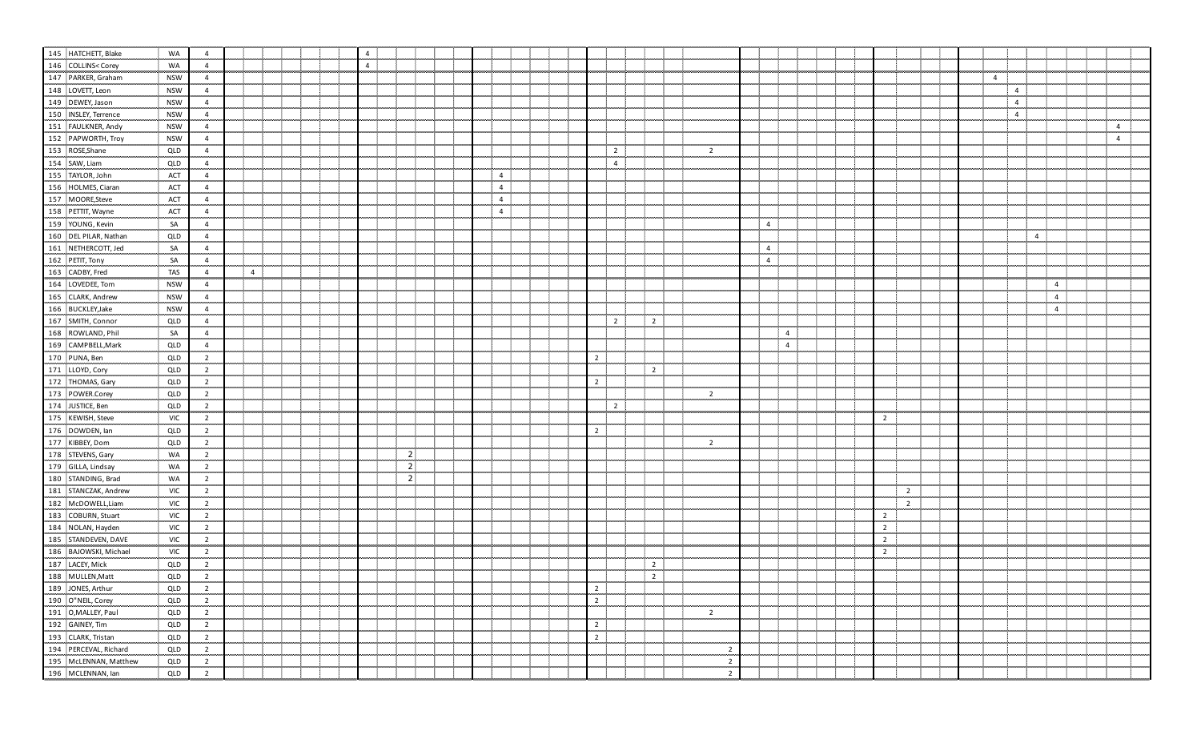| | | | | | | | | | | | | | | | | | | | | | | | | | | | | | | | | | | | | | | | | | | | | | | | | | | |
|---|---|---|---|---|---|---|---|---|---|---|---|---|---|---|---|---|---|---|---|---|---|---|---|---|---|---|---|---|---|---|---|---|---|---|---|---|---|---|---|---|---|---|---|---|---|---|---|---|---|---|
| 145 | HATCHETT, Blake | WA | 4 | | | | | | | | 4 | | | | | | | | | | | | | | | | | | | | | | | | | | | | | | | | | | | | | | | |
| 146 | COLLINS<Corey | WA | 4 | | | | | | | | 4 | | | | | | | | | | | | | | | | | | | | | | | | | | | | | | | | | | | | | | | |
| 147 | PARKER, Graham | NSW | 4 | | | | | | | | | | | | | | | | | | | | | | | | | | | | | | | | | | | | | | | | 4 | | | | | | | |
| 148 | LOVETT, Leon | NSW | 4 | | | | | | | | | | | | | | | | | | | | | | | | | | | | | | | | | | | | | | | | | 4 | | | | | | |
| 149 | DEWEY, Jason | NSW | 4 | | | | | | | | | | | | | | | | | | | | | | | | | | | | | | | | | | | | | | | | | 4 | | | | | | |
| 150 | INSLEY, Terrence | NSW | 4 | | | | | | | | | | | | | | | | | | | | | | | | | | | | | | | | | | | | | | | | | 4 | | | | | | |
| 151 | FAULKNER, Andy | NSW | 4 | | | | | | | | | | | | | | | | | | | | | | | | | | | | | | | | | | | | | | | | | | | | | | 4 | |
| 152 | PAPWORTH, Troy | NSW | 4 | | | | | | | | | | | | | | | | | | | | | | | | | | | | | | | | | | | | | | | | | | | | | | 4 | |
| 153 | ROSE,Shane | QLD | 4 | | | | | | | | | | | | | | | | | | | | 2 | | | | | 2 | | | | | | | | | | | | | | | | | | | | | | |
| 154 | SAW, Liam | QLD | 4 | | | | | | | | | | | | | | | | | | | | 4 | | | | | | | | | | | | | | | | | | | | | | | | | | | |
| 155 | TAYLOR, John | ACT | 4 | | | | | | | | | | | | | | | 4 | | | | | | | | | | | | | | | | | | | | | | | | | | | | | | | | |
| 156 | HOLMES, Ciaran | ACT | 4 | | | | | | | | | | | | | | | 4 | | | | | | | | | | | | | | | | | | | | | | | | | | | | | | | | |
| 157 | MOORE,Steve | ACT | 4 | | | | | | | | | | | | | | | 4 | | | | | | | | | | | | | | | | | | | | | | | | | | | | | | | | |
| 158 | PETTIT, Wayne | ACT | 4 | | | | | | | | | | | | | | | 4 | | | | | | | | | | | | | | | | | | | | | | | | | | | | | | | | |
| 159 | YOUNG, Kevin | SA | 4 | | | | | | | | | | | | | | | | | | | | | | | | | | | | 4 | | | | | | | | | | | | | | | | | | | | | |
| 160 | DEL PILAR, Nathan | QLD | 4 | | | | | | | | | | | | | | | | | | | | | | | | | | | | | | | | | | | | | | | | | | 4 | | | | | |
| 161 | NETHERCOTT, Jed | SA | 4 | | | | | | | | | | | | | | | | | | | | | | | | | | | | 4 | | | | | | | | | | | | | | | | | | | | | |
| 162 | PETIT, Tony | SA | 4 | | | | | | | | | | | | | | | | | | | | | | | | | | | | 4 | | | | | | | | | | | | | | | | | | | | | |
| 163 | CADBY, Fred | TAS | 4 | | 4 | | | | | | | | | | | | | | | | | | | | | | | | | | | | | | | | | | | | | | | | | | | | | |
| 164 | LOVEDEE, Tom | NSW | 4 | | | | | | | | | | | | | | | | | | | | | | | | | | | | | | | | | | | | | | | | | | | 4 | | | | |
| 165 | CLARK, Andrew | NSW | 4 | | | | | | | | | | | | | | | | | | | | | | | | | | | | | | | | | | | | | | | | | | | 4 | | | | |
| 166 | BUCKLEY,Jake | NSW | 4 | | | | | | | | | | | | | | | | | | | | | | | | | | | | | | | | | | | | | | | | | | | 4 | | | | |
| 167 | SMITH, Connor | QLD | 4 | | | | | | | | | | | | | | | | | | | | 2 | | 2 | | | | | | | | | | | | | | | | | | | | | | | | | |
| 168 | ROWLAND, Phil | SA | 4 | | | | | | | | | | | | | | | | | | | | | | | | | | | | | 4 | | | | | | | | | | | | | | | | | | | |
| 169 | CAMPBELL,Mark | QLD | 4 | | | | | | | | | | | | | | | | | | | | | | | | | | | | | 4 | | | | | | | | | | | | | | | | | | | |
| 170 | PUNA, Ben | QLD | 2 | | | | | | | | | | | | | | | | | | | 2 | | | | | | | | | | | | | | | | | | | | | | | | | | | | |
| 171 | LLOYD, Cory | QLD | 2 | | | | | | | | | | | | | | | | | | | | | | 2 | | | | | | | | | | | | | | | | | | | | | | | | | |
| 172 | THOMAS, Gary | QLD | 2 | | | | | | | | | | | | | | | | | | | 2 | | | | | | | | | | | | | | | | | | | | | | | | | | | | |
| 173 | POWER.Corey | QLD | 2 | | | | | | | | | | | | | | | | | | | | | | | | | 2 | | | | | | | | | | | | | | | | | | | | | | |
| 174 | JUSTICE, Ben | QLD | 2 | | | | | | | | | | | | | | | | | | | | 2 | | | | | | | | | | | | | | | | | | | | | | | | | | | |
| 175 | KEWISH, Steve | VIC | 2 | | | | | | | | | | | | | | | | | | | | | | | | | | | | | | | | | 2 | | | | | | | | | | | | | | | |
| 176 | DOWDEN, Ian | QLD | 2 | | | | | | | | | | | | | | | | | | | 2 | | | | | | | | | | | | | | | | | | | | | | | | | | | | |
| 177 | KIBBEY, Dom | QLD | 2 | | | | | | | | | | | | | | | | | | | | | | | | | 2 | | | | | | | | | | | | | | | | | | | | | | |
| 178 | STEVENS, Gary | WA | 2 | | | | | | | | | | 2 | | | | | | | | | | | | | | | | | | | | | | | | | | | | | | | | | | | | | |
| 179 | GILLA, Lindsay | WA | 2 | | | | | | | | | | 2 | | | | | | | | | | | | | | | | | | | | | | | | | | | | | | | | | | | | | |
| 180 | STANDING, Brad | WA | 2 | | | | | | | | | | 2 | | | | | | | | | | | | | | | | | | | | | | | | | | | | | | | | | | | | | |
| 181 | STANCZAK, Andrew | VIC | 2 | | | | | | | | | | | | | | | | | | | | | | | | | | | | | | | | | | 2 | | | | | | | | | | | | | | |
| 182 | McDOWELL,Liam | VIC | 2 | | | | | | | | | | | | | | | | | | | | | | | | | | | | | | | | | | 2 | | | | | | | | | | | | | | |
| 183 | COBURN, Stuart | VIC | 2 | | | | | | | | | | | | | | | | | | | | | | | | | | | | | | | | | 2 | | | | | | | | | | | | | | | |
| 184 | NOLAN, Hayden | VIC | 2 | | | | | | | | | | | | | | | | | | | | | | | | | | | | | | | | | 2 | | | | | | | | | | | | | | | |
| 185 | STANDEVEN, DAVE | VIC | 2 | | | | | | | | | | | | | | | | | | | | | | | | | | | | | | | | | 2 | | | | | | | | | | | | | | | |
| 186 | BAJOWSKI, Michael | VIC | 2 | | | | | | | | | | | | | | | | | | | | | | | | | | | | | | | | | 2 | | | | | | | | | | | | | | | |
| 187 | LACEY, Mick | QLD | 2 | | | | | | | | | | | | | | | | | | | | | | 2 | | | | | | | | | | | | | | | | | | | | | | | | | |
| 188 | MULLEN,Matt | QLD | 2 | | | | | | | | | | | | | | | | | | | | | | 2 | | | | | | | | | | | | | | | | | | | | | | | | | |
| 189 | JONES, Arthur | QLD | 2 | | | | | | | | | | | | | | | | | | | 2 | | | | | | | | | | | | | | | | | | | | | | | | | | | | |
| 190 | O"NEIL, Corey | QLD | 2 | | | | | | | | | | | | | | | | | | | 2 | | | | | | | | | | | | | | | | | | | | | | | | | | | | |
| 191 | O,MALLEY, Paul | QLD | 2 | | | | | | | | | | | | | | | | | | | | | | | | | 2 | | | | | | | | | | | | | | | | | | | | | | |
| 192 | GAINEY, Tim | QLD | 2 | | | | | | | | | | | | | | | | | | | 2 | | | | | | | | | | | | | | | | | | | | | | | | | | | | |
| 193 | CLARK, Tristan | QLD | 2 | | | | | | | | | | | | | | | | | | | 2 | | | | | | | | | | | | | | | | | | | | | | | | | | | | |
| 194 | PERCEVAL, Richard | QLD | 2 | | | | | | | | | | | | | | | | | | | | | | | | | | 2 | | | | | | | | | | | | | | | | | | | | | |
| 195 | McLENNAN, Matthew | QLD | 2 | | | | | | | | | | | | | | | | | | | | | | | | | | 2 | | | | | | | | | | | | | | | | | | | | | |
| 196 | MCLENNAN, Ian | QLD | 2 | | | | | | | | | | | | | | | | | | | | | | | | | | 2 | | | | | | | | | | | | | | | | | | | | | |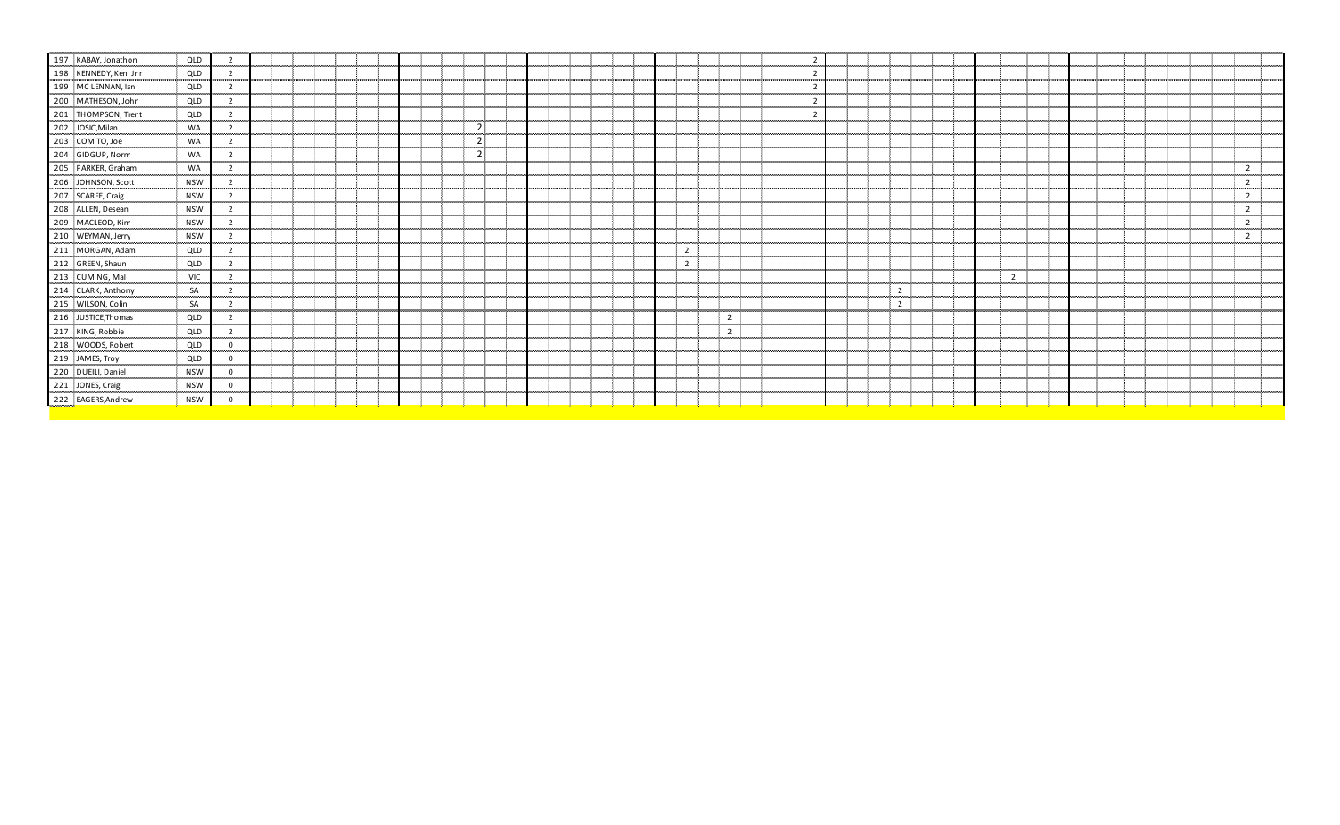| | | | | | | | | | | | | | | | | | | | | | | | | | | | | | | | | | | | | | | | | | | | | | | | |
|---|---|---|---|---|---|---|---|---|---|---|---|---|---|---|---|---|---|---|---|---|---|---|---|---|---|---|---|---|---|---|---|---|---|---|---|---|---|---|---|---|---|---|---|---|---|---|---|
| 197 | KABAY, Jonathon | QLD | 2 | | | | | | | | | | | | | | | | | | | | | | | | | 2 | | | | | | | | | | | | | | | | | | | |
| 198 | KENNEDY, Ken Jnr | QLD | 2 | | | | | | | | | | | | | | | | | | | | | | | | | 2 | | | | | | | | | | | | | | | | | | | |
| 199 | MC LENNAN, Ian | QLD | 2 | | | | | | | | | | | | | | | | | | | | | | | | | 2 | | | | | | | | | | | | | | | | | | | |
| 200 | MATHESON, John | QLD | 2 | | | | | | | | | | | | | | | | | | | | | | | | | 2 | | | | | | | | | | | | | | | | | | | |
| 201 | THOMPSON, Trent | QLD | 2 | | | | | | | | | | | | | | | | | | | | | | | | | 2 | | | | | | | | | | | | | | | | | | | |
| 202 | JOSIC,Milan | WA | 2 | | | | | | | | | | | 2 | | | | | | | | | | | | | | | | | | | | | | | | | | | | | | | | | |
| 203 | COMITO, Joe | WA | 2 | | | | | | | | | | | 2 | | | | | | | | | | | | | | | | | | | | | | | | | | | | | | | | | |
| 204 | GIDGUP, Norm | WA | 2 | | | | | | | | | | | 2 | | | | | | | | | | | | | | | | | | | | | | | | | | | | | | | | | |
| 205 | PARKER, Graham | WA | 2 | | | | | | | | | | | | | | | | | | | | | | | | | | | | | | | | | | | | | | | | | | | 2 | |
| 206 | JOHNSON, Scott | NSW | 2 | | | | | | | | | | | | | | | | | | | | | | | | | | | | | | | | | | | | | | | | | | | 2 | |
| 207 | SCARFE, Craig | NSW | 2 | | | | | | | | | | | | | | | | | | | | | | | | | | | | | | | | | | | | | | | | | | | 2 | |
| 208 | ALLEN, Desean | NSW | 2 | | | | | | | | | | | | | | | | | | | | | | | | | | | | | | | | | | | | | | | | | | | 2 | |
| 209 | MACLEOD, Kim | NSW | 2 | | | | | | | | | | | | | | | | | | | | | | | | | | | | | | | | | | | | | | | | | | | 2 | |
| 210 | WEYMAN, Jerry | NSW | 2 | | | | | | | | | | | | | | | | | | | | | | | | | | | | | | | | | | | | | | | | | | | 2 | |
| 211 | MORGAN, Adam | QLD | 2 | | | | | | | | | | | | | | | | | | | | | 2 | | | | | | | | | | | | | | | | | | | | | | | |
| 212 | GREEN, Shaun | QLD | 2 | | | | | | | | | | | | | | | | | | | | | 2 | | | | | | | | | | | | | | | | | | | | | | | |
| 213 | CUMING, Mal | VIC | 2 | | | | | | | | | | | | | | | | | | | | | | | | | | | | | | | | | | | 2 | | | | | | | | | |
| 214 | CLARK, Anthony | SA | 2 | | | | | | | | | | | | | | | | | | | | | | | | | | | | | | 2 | | | | | | | | | | | | | | |
| 215 | WILSON, Colin | SA | 2 | | | | | | | | | | | | | | | | | | | | | | | | | | | | | | 2 | | | | | | | | | | | | | | |
| 216 | JUSTICE,Thomas | QLD | 2 | | | | | | | | | | | | | | | | | | | | | | | 2 | | | | | | | | | | | | | | | | | | | | | |
| 217 | KING, Robbie | QLD | 2 | | | | | | | | | | | | | | | | | | | | | | | 2 | | | | | | | | | | | | | | | | | | | | | |
| 218 | WOODS, Robert | QLD | 0 | | | | | | | | | | | | | | | | | | | | | | | | | | | | | | | | | | | | | | | | | | | | |
| 219 | JAMES, Troy | QLD | 0 | | | | | | | | | | | | | | | | | | | | | | | | | | | | | | | | | | | | | | | | | | | | |
| 220 | DUEILI, Daniel | NSW | 0 | | | | | | | | | | | | | | | | | | | | | | | | | | | | | | | | | | | | | | | | | | | | |
| 221 | JONES, Craig | NSW | 0 | | | | | | | | | | | | | | | | | | | | | | | | | | | | | | | | | | | | | | | | | | | | |
| 222 | EAGERS,Andrew | NSW | 0 | | | | | | | | | | | | | | | | | | | | | | | | | | | | | | | | | | | | | | | | | | | | |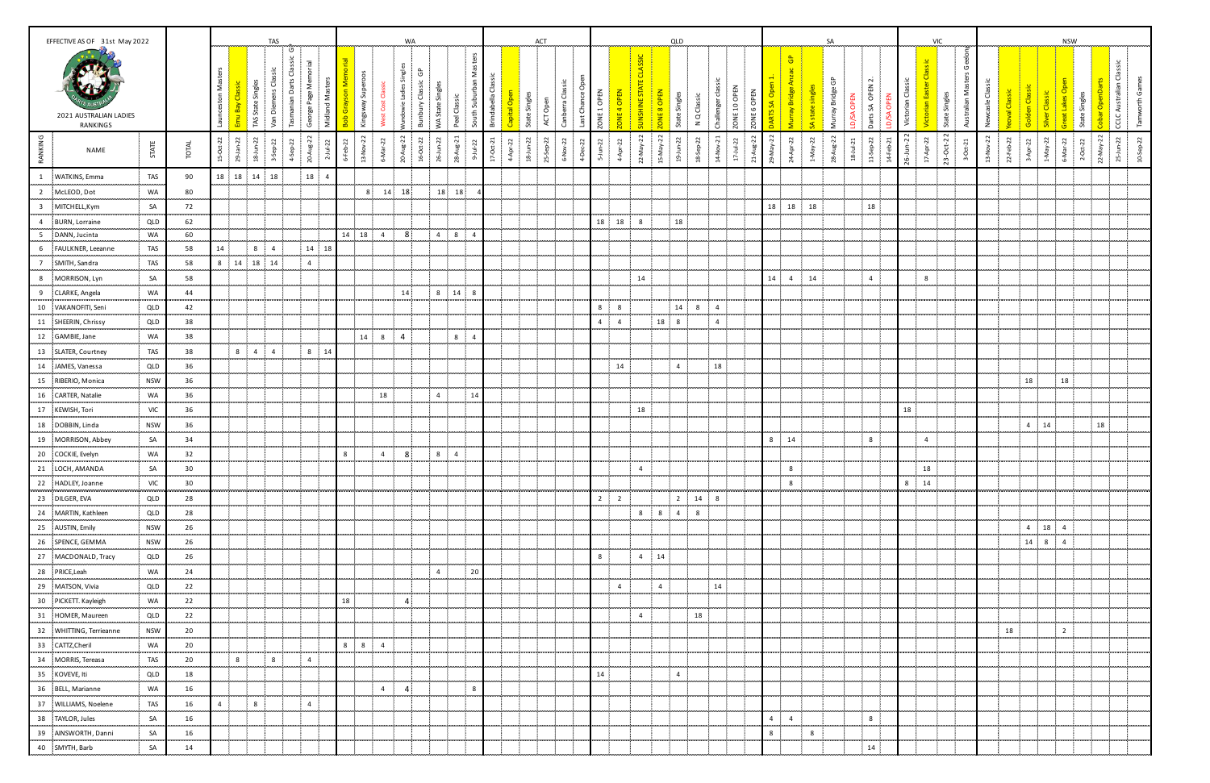# 2021 AUSTRALIAN LADIES RANKINGS

EFFECTIVE AS OF 31st May 2022

| RANKING | NAME | STATE | TOTAL | TAS | | | | | | | WA | | | | | | | | ACT | | | | | | QLD | | | | | | | | | SA | | | | | | | VIC | | | | NSW | | | | | | | | |
|---|---|---|---|---|---|---|---|---|---|---|---|---|---|---|---|---|---|---|---|---|---|---|---|---|---|---|---|---|---|---|---|---|---|---|---|---|---|---|---|---|---|---|---|---|---|---|---|---|---|---|---|---|---|
| | | | | Launceston Masters | Emu Bay Classic | TAS State Singles | Van Diemens Classic | Tasmanian Darts Classic G | George Page Memorial | Midland Masters | Bob Grayson Memorial | Kingsway Superoos | West Coast Classic | Wundowie Ladies Singles | Bunbury Classic GP | WA State Singles | Peel Classic | South Suburban Masters | Brindabella Classic | Capital Open | State Singles | ACT Open | Canberra Classic | Last Chance Open | ZONE 1 OPEN | ZONE 4 OPEN | SUNSHINE STATE CLASSIC | ZONE 8 OPEN | State Singles | N Q Classic | Challenger classic | ZONE 10 OPEN | ZONE 6 OPEN | DARTS SA Open 1. | Murray Bridge Anzac GP | SA state singles | Murray Bridge GP | LD/SA OPEN | Darts SA OPEN 2. | LD/SA OPEN | Victorian Classic | Victorian Easter Classic | State Singles | Australian Masters Geelong | Newcastle Classic | Yeoval Classic | Golden Classic | Silver Classic | Great Lakes Open | State Singles | Cobar OpenDarts | CCLC Australian Classic | Tamworth Games |
| | | | | 15-Oct-22 | 29-Jan-22 | 18-Jun-22 | 3-Sep-22 | 4-Sep-22 | 20-Aug-22 | 2-Jul-22 | 6-Feb-22 | 13-Nov-22 | 6-Mar-22 | 20-Aug-22 | 16-Oct-22 | 26-Jun-22 | 28-Aug-21 | 9-Jul-22 | 17-Oct-21 | 4-Apr-22 | 18-Jun-22 | 25-Sep-22 | 6-Nov-22 | 4-Dec-22 | 5-Jun-22 | 4-Apr-22 | 22-May-22 | 15-May-22 | 19-Jun-22 | 18-Sep-22 | 14-Nov-21 | 17-Jul-22 | 21-Aug-22 | 29-May-22 | 24-Apr-22 | 1-May-22 | 28-Aug-22 | 18-Jul-21 | 11-Sep-22 | 14-Feb-21 | 26-Jun-22 | 17-Apr-22 | 23-Oct-22 | 3-Oct-21 | 13-Nov-22 | 22-Feb-22 | 3-Apr-22 | 1-May-22 | 6-Mar-22 | 2-Oct-22 | 22-May-22 | 25-Jun-22 | 10-Sep-22 |
| 1 | WATKINS, Emma | TAS | 90 | 18 | 18 | 14 | 18 | | 18 | 4 | | | | | | | | | | | | | | | | | | | | | | | | | | | | | | | | | | | | | | | | | | | |
| 2 | McLEOD, Dot | WA | 80 | | | | | | | | | 8 | 14 | 18 | | 18 | 18 | 4 | | | | | | | | | | | | | | | | | | | | | | | | | | | | | | | | | | | |
| 3 | MITCHELL,Kym | SA | 72 | | | | | | | | | | | | | | | | | | | | | | | | | | | | | | | 18 | 18 | 18 | | | 18 | | | | | | | | | | | | | | |
| 4 | BURN, Lorraine | QLD | 62 | | | | | | | | | | | | | | | | | | | | | | 18 | 18 | 8 | | 18 | | | | | | | | | | | | | | | | | | | | | | | | |
| 5 | DANN, Jucinta | WA | 60 | | | | | | | | 14 | 18 | 4 | 8 | | 4 | 8 | 4 | | | | | | | | | | | | | | | | | | | | | | | | | | | | | | | | | | | |
| 6 | FAULKNER, Leeanne | TAS | 58 | 14 | | 8 | 4 | | 14 | 18 | | | | | | | | | | | | | | | | | | | | | | | | | | | | | | | | | | | | | | | | | | | |
| 7 | SMITH, Sandra | TAS | 58 | 8 | 14 | 18 | 14 | | 4 | | | | | | | | | | | | | | | | | | | | | | | | | | | | | | | | | | | | | | | | | | | | |
| 8 | MORRISON, Lyn | SA | 58 | | | | | | | | | | | | | | | | | | | | | | | | 14 | | | | | | | 14 | 4 | 14 | | | 4 | | | 8 | | | | | | | | | | | |
| 9 | CLARKE, Angela | WA | 44 | | | | | | | | | | | 14 | | 8 | 14 | 8 | | | | | | | | | | | | | | | | | | | | | | | | | | | | | | | | | | | |
| 10 | VAKANOFITI, Seni | QLD | 42 | | | | | | | | | | | | | | | | | | | | | | 8 | 8 | | | 14 | 8 | 4 | | | | | | | | | | | | | | | | | | | | | | |
| 11 | SHEERIN, Chrissy | QLD | 38 | | | | | | | | | | | | | | | | | | | | | | 4 | 4 | | 18 | 8 | | 4 | | | | | | | | | | | | | | | | | | | | | | |
| 12 | GAMBIE, Jane | WA | 38 | | | | | | | | | 14 | 8 | 4 | | | 8 | 4 | | | | | | | | | | | | | | | | | | | | | | | | | | | | | | | | | | | |
| 13 | SLATER, Courtney | TAS | 38 | | 8 | 4 | 4 | | 8 | 14 | | | | | | | | | | | | | | | | | | | | | | | | | | | | | | | | | | | | | | | | | | | |
| 14 | JAMES, Vanessa | QLD | 36 | | | | | | | | | | | | | | | | | | | | | | | 14 | | | 4 | | 18 | | | | | | | | | | | | | | | | | | | | | | |
| 15 | RIBERIO, Monica | NSW | 36 | | | | | | | | | | | | | | | | | | | | | | | | | | | | | | | | | | | | | | | | | | | | 18 | | 18 | | | | |
| 16 | CARTER, Natalie | WA | 36 | | | | | | | | | | 18 | | | 4 | | 14 | | | | | | | | | | | | | | | | | | | | | | | | | | | | | | | | | | | |
| 17 | KEWISH, Tori | VIC | 36 | | | | | | | | | | | | | | | | | | | | | | | | 18 | | | | | | | | | | | | | | 18 | | | | | | | | | | | | |
| 18 | DOBBIN, Linda | NSW | 36 | | | | | | | | | | | | | | | | | | | | | | | | | | | | | | | | | | | | | | | | | | | | 4 | 14 | | | 18 | | |
| 19 | MORRISON, Abbey | SA | 34 | | | | | | | | | | | | | | | | | | | | | | | | | | | | | | | 8 | 14 | | | | 8 | | | 4 | | | | | | | | | | | |
| 20 | COCKIE, Evelyn | WA | 32 | | | | | | | | 8 | | 4 | 8 | | 8 | 4 | | | | | | | | | | | | | | | | | | | | | | | | | | | | | | | | | | | | |
| 21 | LOCH, AMANDA | SA | 30 | | | | | | | | | | | | | | | | | | | | | | | | 4 | | | | | | | | 8 | | | | | | | 18 | | | | | | | | | | | |
| 22 | HADLEY, Joanne | VIC | 30 | | | | | | | | | | | | | | | | | | | | | | | | | | | | | | | | 8 | | | | | | 8 | 14 | | | | | | | | | | | |
| 23 | DILGER, EVA | QLD | 28 | | | | | | | | | | | | | | | | | | | | | | 2 | 2 | | | 2 | 14 | 8 | | | | | | | | | | | | | | | | | | | | | | |
| 24 | MARTIN, Kathleen | QLD | 28 | | | | | | | | | | | | | | | | | | | | | | | | 8 | 8 | 4 | 8 | | | | | | | | | | | | | | | | | | | | | | | |
| 25 | AUSTIN, Emily | NSW | 26 | | | | | | | | | | | | | | | | | | | | | | | | | | | | | | | | | | | | | | | | | | | | 4 | 18 | 4 | | | | |
| 26 | SPENCE, GEMMA | NSW | 26 | | | | | | | | | | | | | | | | | | | | | | | | | | | | | | | | | | | | | | | | | | | | 14 | 8 | 4 | | | | |
| 27 | MACDONALD, Tracy | QLD | 26 | | | | | | | | | | | | | | | | | | | | | | 8 | | 4 | 14 | | | | | | | | | | | | | | | | | | | | | | | | | |
| 28 | PRICE,Leah | WA | 24 | | | | | | | | | | | | | 4 | | 20 | | | | | | | | | | | | | | | | | | | | | | | | | | | | | | | | | | | |
| 29 | MATSON, Vivia | QLD | 22 | | | | | | | | | | | | | | | | | | | | | | | 4 | | 4 | | | 14 | | | | | | | | | | | | | | | | | | | | | | |
| 30 | PICKETT. Kayleigh | WA | 22 | | | | | | | | 18 | | | 4 | | | | | | | | | | | | | | | | | | | | | | | | | | | | | | | | | | | | | | | |
| 31 | HOMER, Maureen | QLD | 22 | | | | | | | | | | | | | | | | | | | | | | | | 4 | | | 18 | | | | | | | | | | | | | | | | | | | | | | | |
| 32 | WHITTING, Terrieanne | NSW | 20 | | | | | | | | | | | | | | | | | | | | | | | | | | | | | | | | | | | | | | | | | | | 18 | | | 2 | | | | |
| 33 | CATTZ,Cheril | WA | 20 | | | | | | | | 8 | 8 | 4 | | | | | | | | | | | | | | | | | | | | | | | | | | | | | | | | | | | | | | | | |
| 34 | MORRIS, Tereasa | TAS | 20 | | 8 | | 8 | | 4 | | | | | | | | | | | | | | | | | | | | | | | | | | | | | | | | | | | | | | | | | | | | |
| 35 | KOVEVE, Iti | QLD | 18 | | | | | | | | | | | | | | | | | | | | | | 14 | | | | 4 | | | | | | | | | | | | | | | | | | | | | | | | |
| 36 | BELL, Marianne | WA | 16 | | | | | | | | | | 4 | 4 | | | | 8 | | | | | | | | | | | | | | | | | | | | | | | | | | | | | | | | | | | |
| 37 | WILLIAMS, Noelene | TAS | 16 | 4 | | 8 | | | 4 | | | | | | | | | | | | | | | | | | | | | | | | | | | | | | | | | | | | | | | | | | | | |
| 38 | TAYLOR, Jules | SA | 16 | | | | | | | | | | | | | | | | | | | | | | | | | | | | | | | 4 | 4 | | | | 8 | | | | | | | | | | | | | | |
| 39 | AINSWORTH, Danni | SA | 16 | | | | | | | | | | | | | | | | | | | | | | | | | | | | | | | 8 | | 8 | | | | | | | | | | | | | | | | | |
| 40 | SMYTH, Barb | SA | 14 | | | | | | | | | | | | | | | | | | | | | | | | | | | | | | | | | | | | 14 | | | | | | | | | | | | | | |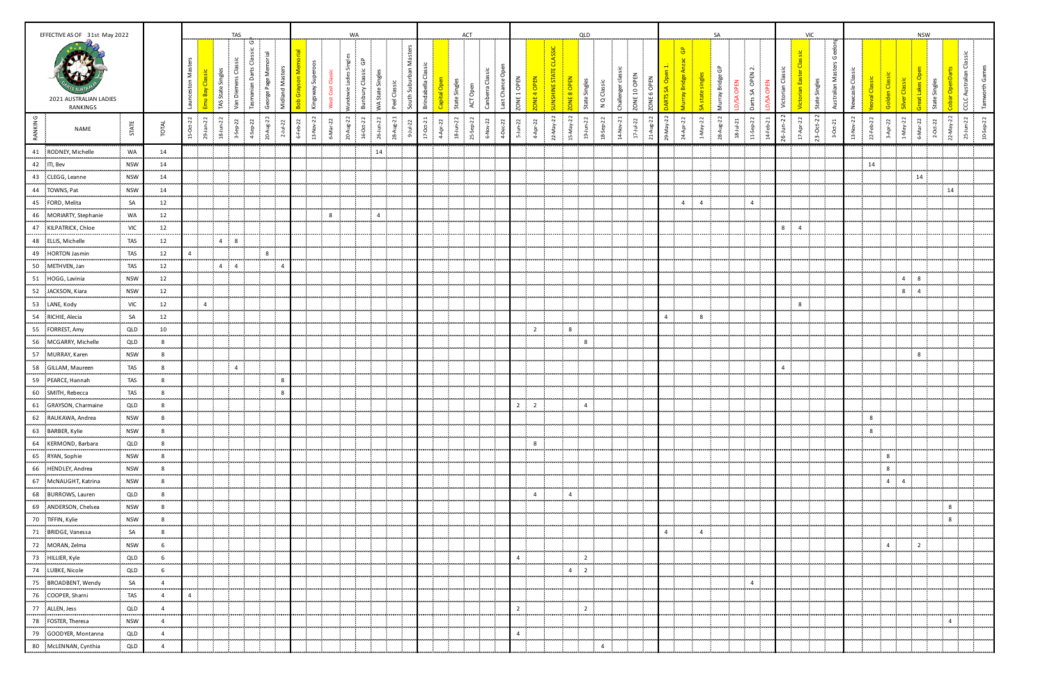EFFECTIVE AS OF 31st May 2022

2021 AUSTRALIAN LADIES RANKINGS

| RANKING | NAME | STATE | TOTAL | TAS | | | | | | | WA | | | | | | | | ACT | | | | | | QLD | | | | | | | | | SA | | | | | | | VIC | | | | NSW | | | | | | | | |
|---|---|---|---|---|---|---|---|---|---|---|---|---|---|---|---|---|---|---|---|---|---|---|---|---|---|---|---|---|---|---|---|---|---|---|---|---|---|---|---|---|---|---|---|---|---|---|---|---|---|---|---|---|---|
| | | | | Launceston Masters | Emu Bay Classic | TAS State Singles | Van Diemens Classic | Tasmanian Darts Classic G | George Page Memorial | Midland Masters | Bob Grayson Memorial | Kingsway Superoos | West Cost Classic | Wundowie Ladies Singles | Bunbury Classic GP | WA State Singles | Peel Classic | South Suburban Masters | Brindabella Classic | Capital Open | State Singles | ACT Open | Canberra Classic | Last Chance Open | ZONE 1 OPEN | ZONE 4 OPEN | SUNSHINE STATE CLASSIC | ZONE 8 OPEN | State Singles | N Q Classic | Challenger classic | ZONE 10 OPEN | ZONE 6 OPEN | DARTS SA Open 1. | Murray Bridge Anzac GP | SA state singles | Murray Bridge GP | LD/SA OPEN | Darts SA OPEN 2. | LD/SA OPEN | Victorian Classic | Victorian Easter Classic | State Singles | Australian Masters Geelong | Newcastle Classic | Yeoval Classic | Golden Classic | Silver Classic | Great Lakes Open | State Singles | Cobar OpenDarts | CCLC Australian Classic | Tamworth Games |
| | | | | 15-Oct-22 | 29-Jan-22 | 18-Jun-22 | 3-Sep-22 | 4-Sep-22 | 20-Aug-22 | 2-Jul-22 | 6-Feb-22 | 13-Nov-22 | 6-Mar-22 | 20-Aug-22 | 16-Oct-22 | 26-Jun-22 | 28-Aug-21 | 9-Jul-22 | 17-Oct-21 | 4-Apr-22 | 18-Jun-22 | 25-Sep-22 | 6-Nov-22 | 4-Dec-22 | 5-Jun-22 | 4-Apr-22 | 22-May-22 | 15-May-22 | 19-Jun-22 | 18-Sep-22 | 14-Nov-21 | 17-Jul-22 | 21-Aug-22 | 29-May-22 | 24-Apr-22 | 1-May-22 | 28-Aug-22 | 18-Jul-21 | 11-Sep-22 | 14-Feb-21 | 26-Jun-22 | 17-Apr-22 | 23-Oct-22 | 3-Oct-21 | 13-Nov-22 | 22-Feb-22 | 3-Apr-22 | 1-May-22 | 6-Mar-22 | 2-Oct-22 | 22-May-22 | 25-Jun-22 | 10-Sep-22 |
| 41 | RODNEY, Michelle | WA | 14 | | | | | | | | | | | | | 14 | | | | | | | | | | | | | | | | | | | | | | | | | | | | | | | | | | | | | |
| 42 | ITI, Bev | NSW | 14 | | | | | | | | | | | | | | | | | | | | | | | | | | | | | | | | | | | | | | | | | | | 14 | | | | | | | |
| 43 | CLEGG, Leanne | NSW | 14 | | | | | | | | | | | | | | | | | | | | | | | | | | | | | | | | | | | | | | | | | | | | | | 14 | | | | |
| 44 | TOWNS, Pat | NSW | 14 | | | | | | | | | | | | | | | | | | | | | | | | | | | | | | | | | | | | | | | | | | | | | | | | 14 | | |
| 45 | FORD, Melita | SA | 12 | | | | | | | | | | | | | | | | | | | | | | | | | | | | | | | | 4 | 4 | | | 4 | | | | | | | | | | | | | | |
| 46 | MORIARTY, Stephanie | WA | 12 | | | | | | | | | | 8 | | | 4 | | | | | | | | | | | | | | | | | | | | | | | | | | | | | | | | | | | | | |
| 47 | KILPATRICK, Chloe | VIC | 12 | | | | | | | | | | | | | | | | | | | | | | | | | | | | | | | | | | | | | | 8 | 4 | | | | | | | | | | | |
| 48 | ELLIS, Michelle | TAS | 12 | | | 4 | 8 | | | | | | | | | | | | | | | | | | | | | | | | | | | | | | | | | | | | | | | | | | | | | | |
| 49 | HORTON Jasmin | TAS | 12 | 4 | | | | | 8 | | | | | | | | | | | | | | | | | | | | | | | | | | | | | | | | | | | | | | | | | | | | |
| 50 | METHVEN, Jan | TAS | 12 | | | 4 | 4 | | | 4 | | | | | | | | | | | | | | | | | | | | | | | | | | | | | | | | | | | | | | | | | | | |
| 51 | HOGG, Lavinia | NSW | 12 | | | | | | | | | | | | | | | | | | | | | | | | | | | | | | | | | | | | | | | | | | | | | 4 | 8 | | | | |
| 52 | JACKSON, Kiara | NSW | 12 | | | | | | | | | | | | | | | | | | | | | | | | | | | | | | | | | | | | | | | | | | | | | 8 | 4 | | | | |
| 53 | LANE, Kody | VIC | 12 | | 4 | | | | | | | | | | | | | | | | | | | | | | | | | | | | | | | | | | | | | 8 | | | | | | | | | | | |
| 54 | RICHIE, Alecia | SA | 12 | | | | | | | | | | | | | | | | | | | | | | | | | | | | | | | 4 | | 8 | | | | | | | | | | | | | | | | | |
| 55 | FORREST, Amy | QLD | 10 | | | | | | | | | | | | | | | | | | | | | | | 2 | | 8 | | | | | | | | | | | | | | | | | | | | | | | | | |
| 56 | MCGARRY, Michelle | QLD | 8 | | | | | | | | | | | | | | | | | | | | | | | | | | 8 | | | | | | | | | | | | | | | | | | | | | | | | |
| 57 | MURRAY, Karen | NSW | 8 | | | | | | | | | | | | | | | | | | | | | | | | | | | | | | | | | | | | | | | | | | | | | | 8 | | | | |
| 58 | GILLAM, Maureen | TAS | 8 | | | | 4 | | | | | | | | | | | | | | | | | | | | | | | | | | | | | | | | | | 4 | | | | | | | | | | | | |
| 59 | PEARCE, Hannah | TAS | 8 | | | | | | | 8 | | | | | | | | | | | | | | | | | | | | | | | | | | | | | | | | | | | | | | | | | | | |
| 60 | SMITH, Rebecca | TAS | 8 | | | | | | | 8 | | | | | | | | | | | | | | | | | | | | | | | | | | | | | | | | | | | | | | | | | | | |
| 61 | GRAYSON, Charmaine | QLD | 8 | | | | | | | | | | | | | | | | | | | | | | 2 | 2 | | | 4 | | | | | | | | | | | | | | | | | | | | | | | | |
| 62 | RAUKAWA, Andrea | NSW | 8 | | | | | | | | | | | | | | | | | | | | | | | | | | | | | | | | | | | | | | | | | | | 8 | | | | | | | |
| 63 | BARBER, Kylie | NSW | 8 | | | | | | | | | | | | | | | | | | | | | | | | | | | | | | | | | | | | | | | | | | | 8 | | | | | | | |
| 64 | KERMOND, Barbara | QLD | 8 | | | | | | | | | | | | | | | | | | | | | | | 8 | | | | | | | | | | | | | | | | | | | | | | | | | | | |
| 65 | RYAN, Sophie | NSW | 8 | | | | | | | | | | | | | | | | | | | | | | | | | | | | | | | | | | | | | | | | | | | | 8 | | | | | | |
| 66 | HENDLEY, Andrea | NSW | 8 | | | | | | | | | | | | | | | | | | | | | | | | | | | | | | | | | | | | | | | | | | | | 8 | | | | | | |
| 67 | McNAUGHT, Katrina | NSW | 8 | | | | | | | | | | | | | | | | | | | | | | | | | | | | | | | | | | | | | | | | | | | | 4 | 4 | | | | | |
| 68 | BURROWS, Lauren | QLD | 8 | | | | | | | | | | | | | | | | | | | | | | | 4 | | 4 | | | | | | | | | | | | | | | | | | | | | | | | | |
| 69 | ANDERSON, Chelsea | NSW | 8 | | | | | | | | | | | | | | | | | | | | | | | | | | | | | | | | | | | | | | | | | | | | | | | | 8 | | |
| 70 | TIFFIN, Kylie | NSW | 8 | | | | | | | | | | | | | | | | | | | | | | | | | | | | | | | | | | | | | | | | | | | | | | | | 8 | | |
| 71 | BRIDGE, Vanessa | SA | 8 | | | | | | | | | | | | | | | | | | | | | | | | | | | | | | | 4 | | 4 | | | | | | | | | | | | | | | | | |
| 72 | MORAN, Zelma | NSW | 6 | | | | | | | | | | | | | | | | | | | | | | | | | | | | | | | | | | | | | | | | | | | | 4 | | 2 | | | | |
| 73 | HILLIER, Kyle | QLD | 6 | | | | | | | | | | | | | | | | | | | | | | 4 | | | | 2 | | | | | | | | | | | | | | | | | | | | | | | | |
| 74 | LUBKE, Nicole | QLD | 6 | | | | | | | | | | | | | | | | | | | | | | | | | 4 | 2 | | | | | | | | | | | | | | | | | | | | | | | | |
| 75 | BROADBENT, Wendy | SA | 4 | | | | | | | | | | | | | | | | | | | | | | | | | | | | | | | | | | | | 4 | | | | | | | | | | | | | | |
| 76 | COOPER, Sharni | TAS | 4 | 4 | | | | | | | | | | | | | | | | | | | | | | | | | | | | | | | | | | | | | | | | | | | | | | | | | |
| 77 | ALLEN, Jess | QLD | 4 | | | | | | | | | | | | | | | | | | | | | | 2 | | | | 2 | | | | | | | | | | | | | | | | | | | | | | | | |
| 78 | FOSTER, Theresa | NSW | 4 | | | | | | | | | | | | | | | | | | | | | | | | | | | | | | | | | | | | | | | | | | | | | | | | 4 | | |
| 79 | GOODYER, Montanna | QLD | 4 | | | | | | | | | | | | | | | | | | | | | | 4 | | | | | | | | | | | | | | | | | | | | | | | | | | | | |
| 80 | McLENNAN, Cynthia | QLD | 4 | | | | | | | | | | | | | | | | | | | | | | | | | | | 4 | | | | | | | | | | | | | | | | | | | | | | | |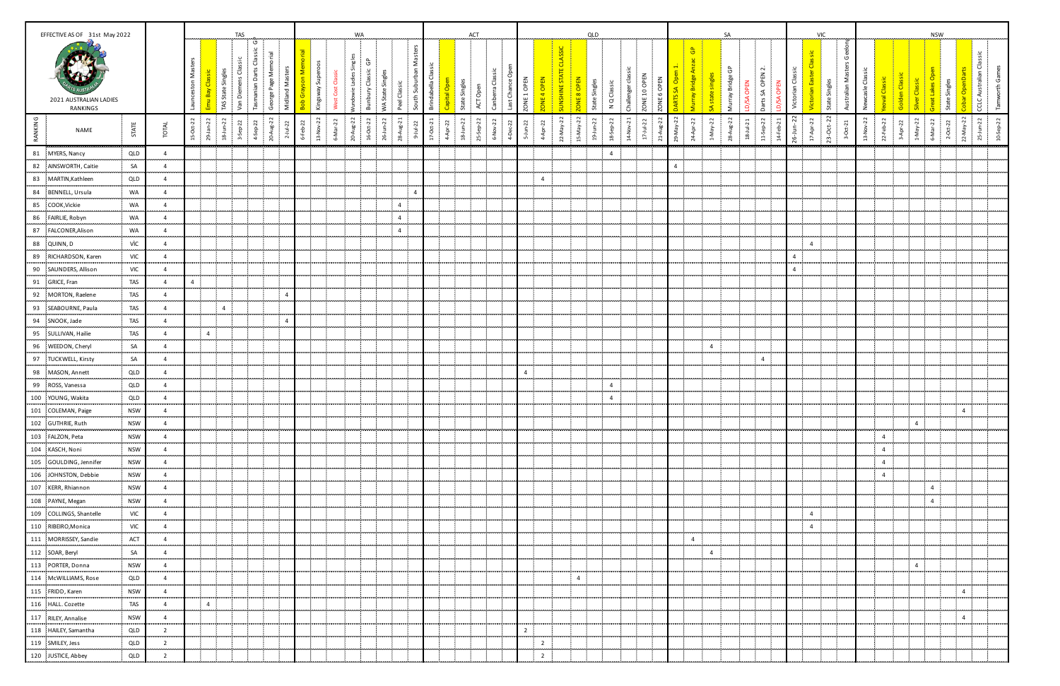EFFECTIVE AS OF 31st May 2022

2021 AUSTRALIAN LADIES RANKINGS

| RANKING | NAME | STATE | TOTAL | TAS | | | | | | | WA | | | | | | | | ACT | | | | | | QLD | | | | | | | | | SA | | | | | | | VIC | | | | NSW | | | | | | | | |
|---|---|---|---|---|---|---|---|---|---|---|---|---|---|---|---|---|---|---|---|---|---|---|---|---|---|---|---|---|---|---|---|---|---|---|---|---|---|---|---|---|---|---|---|---|---|---|---|---|---|---|---|---|---|
| | | | | Launceston Masters | Emu Bay Classic | TAS State Singles | Van Diemens Classic | Tasmanian Darts Classic G | George Page Memorial | Midland Masters | Bob Grayson Memorial | Kingsway Superoos | West Coast Classic | Wandowie Ladies Singles | Bunbury Classic GP | WA State Singles | Peel Classic | South Suburban Masters | Brindabella Classic | Capital Open | State Singles | ACT Open | Canberra Classic | Last Chance Open | ZONE 1 OPEN | ZONE 4 OPEN | SUNSHINE STATE CLASSIC | ZONE 8 OPEN | State Singles | N Q Classic | Challenger classic | ZONE 10 OPEN | ZONE 6 OPEN | DARTS SA Open 1. | Murray Bridge Anzac GP | SA state singles | Murray Bridge GP | LD/SA OPEN | Darts SA OPEN 2. | LD/SA OPEN | Victorian Classic | Victorian Easter Classic | State Singles | Australian Masters Geelong | Newcastle Classic | Yeoval Classic | Golden Classic | Silver Classic | Great Lakes Open | State Singles | Cobar Open Darts | CCLC Australian Classic | Tamworth Games |
| | | | | 15-Oct-22 | 29-Jan-22 | 18-Jun-22 | 3-Sep-22 | 4-Sep-22 | 20-Aug-22 | 2-Jul-22 | 6-Feb-22 | 13-Nov-22 | 6-May-22 | 20-Aug-22 | 16-Oct-22 | 26-Jun-22 | 28-Aug-21 | 9-Jul-22 | 17-Oct-21 | 4-Apr-22 | 18-Jun-22 | 25-Sep-22 | 6-Nov-22 | 4-Dec-22 | 5-Jun-22 | 4-Apr-22 | 22-May-22 | 15-May-22 | 19-Jun-22 | 18-Sep-22 | 14-Nov-21 | 17-Jul-22 | 21-Aug-22 | 29-May-22 | 24-Apr-22 | 1-May-22 | 28-Aug-22 | 18-Jul-21 | 11-Sep-22 | 14-Feb-21 | 26-Jun-22 | 17-Apr-22 | 23-Oct-22 | 3-Oct-21 | 13-Nov-22 | 22-Feb-22 | 3-Apr-22 | 1-May-22 | 6-Mar-22 | 2-Oct-22 | 22-May-22 | 25-Jun-22 | 10-Sep-22 |
| 81 | MYERS, Nancy | QLD | 4 | | | | | | | | | | | | | | | | | | | | | | | | | | | 4 | | | | | | | | | | | | | | | | | | | | | | | |
| 82 | AINSWORTH, Caitie | SA | 4 | | | | | | | | | | | | | | | | | | | | | | | | | | | | | | | 4 | | | | | | | | | | | | | | | | | | | |
| 83 | MARTIN,Kathleen | QLD | 4 | | | | | | | | | | | | | | | | | | | | | | | 4 | | | | | | | | | | | | | | | | | | | | | | | | | | | |
| 84 | BENNELL, Ursula | WA | 4 | | | | | | | | | | | | | | | 4 | | | | | | | | | | | | | | | | | | | | | | | | | | | | | | | | | | | |
| 85 | COOK,Vickie | WA | 4 | | | | | | | | | | | | | | 4 | | | | | | | | | | | | | | | | | | | | | | | | | | | | | | | | | | | | |
| 86 | FAIRLIE, Robyn | WA | 4 | | | | | | | | | | | | | | 4 | | | | | | | | | | | | | | | | | | | | | | | | | | | | | | | | | | | | |
| 87 | FALCONER,Alison | WA | 4 | | | | | | | | | | | | | | 4 | | | | | | | | | | | | | | | | | | | | | | | | | | | | | | | | | | | | |
| 88 | QUINN, D | VIC | 4 | | | | | | | | | | | | | | | | | | | | | | | | | | | | | | | | | | | | | | | 4 | | | | | | | | | | | |
| 89 | RICHARDSON, Karen | VIC | 4 | | | | | | | | | | | | | | | | | | | | | | | | | | | | | | | | | | | | | | 4 | | | | | | | | | | | | |
| 90 | SAUNDERS, Allison | VIC | 4 | | | | | | | | | | | | | | | | | | | | | | | | | | | | | | | | | | | | | | 4 | | | | | | | | | | | | |
| 91 | GRICE, Fran | TAS | 4 | 4 | | | | | | | | | | | | | | | | | | | | | | | | | | | | | | | | | | | | | | | | | | | | | | | | | |
| 92 | MORTON, Raelene | TAS | 4 | | | | | | | 4 | | | | | | | | | | | | | | | | | | | | | | | | | | | | | | | | | | | | | | | | | | | |
| 93 | SEABOURNE, Paula | TAS | 4 | | | 4 | | | | | | | | | | | | | | | | | | | | | | | | | | | | | | | | | | | | | | | | | | | | | | | |
| 94 | SNOOK, Jade | TAS | 4 | | | | | | | 4 | | | | | | | | | | | | | | | | | | | | | | | | | | | | | | | | | | | | | | | | | | | |
| 95 | SULLIVAN, Hailie | TAS | 4 | | 4 | | | | | | | | | | | | | | | | | | | | | | | | | | | | | | | | | | | | | | | | | | | | | | | | |
| 96 | WEEDON, Cheryl | SA | 4 | | | | | | | | | | | | | | | | | | | | | | | | | | | | | | | | | 4 | | | | | | | | | | | | | | | | | |
| 97 | TUCKWELL, Kirsty | SA | 4 | | | | | | | | | | | | | | | | | | | | | | | | | | | | | | | | | | | | 4 | | | | | | | | | | | | | | |
| 98 | MASON, Annett | QLD | 4 | | | | | | | | | | | | | | | | | | | | | | 4 | | | | | | | | | | | | | | | | | | | | | | | | | | | | |
| 99 | ROSS, Vanessa | QLD | 4 | | | | | | | | | | | | | | | | | | | | | | | | | | | 4 | | | | | | | | | | | | | | | | | | | | | | | |
| 100 | YOUNG, Wakita | QLD | 4 | | | | | | | | | | | | | | | | | | | | | | | | | | | 4 | | | | | | | | | | | | | | | | | | | | | | | |
| 101 | COLEMAN, Paige | NSW | 4 | | | | | | | | | | | | | | | | | | | | | | | | | | | | | | | | | | | | | | | | | | | | | | | | 4 | | |
| 102 | GUTHRIE, Ruth | NSW | 4 | | | | | | | | | | | | | | | | | | | | | | | | | | | | | | | | | | | | | | | | | | | | | 4 | | | | | |
| 103 | FALZON, Peta | NSW | 4 | | | | | | | | | | | | | | | | | | | | | | | | | | | | | | | | | | | | | | | | | | | 4 | | | | | | | |
| 104 | KASCH, Noni | NSW | 4 | | | | | | | | | | | | | | | | | | | | | | | | | | | | | | | | | | | | | | | | | | | 4 | | | | | | | |
| 105 | GOULDING, Jennifer | NSW | 4 | | | | | | | | | | | | | | | | | | | | | | | | | | | | | | | | | | | | | | | | | | | 4 | | | | | | | |
| 106 | JOHNSTON, Debbie | NSW | 4 | | | | | | | | | | | | | | | | | | | | | | | | | | | | | | | | | | | | | | | | | | | 4 | | | | | | | |
| 107 | KERR, Rhiannon | NSW | 4 | | | | | | | | | | | | | | | | | | | | | | | | | | | | | | | | | | | | | | | | | | | | | | 4 | | | | |
| 108 | PAYNE, Megan | NSW | 4 | | | | | | | | | | | | | | | | | | | | | | | | | | | | | | | | | | | | | | | | | | | | | | 4 | | | | |
| 109 | COLLINGS, Shantelle | VIC | 4 | | | | | | | | | | | | | | | | | | | | | | | | | | | | | | | | | | | | | | | 4 | | | | | | | | | | | |
| 110 | RIBEIRO,Monica | VIC | 4 | | | | | | | | | | | | | | | | | | | | | | | | | | | | | | | | | | | | | | | 4 | | | | | | | | | | | |
| 111 | MORRISSEY, Sandie | ACT | 4 | | | | | | | | | | | | | | | | | | | | | | | | | | | | | | | | 4 | | | | | | | | | | | | | | | | | | |
| 112 | SOAR, Beryl | SA | 4 | | | | | | | | | | | | | | | | | | | | | | | | | | | | | | | | | 4 | | | | | | | | | | | | | | | | | |
| 113 | PORTER, Donna | NSW | 4 | | | | | | | | | | | | | | | | | | | | | | | | | | | | | | | | | | | | | | | | | | | | | 4 | | | | | |
| 114 | McWILLIAMS, Rose | QLD | 4 | | | | | | | | | | | | | | | | | | | | | | | | | 4 | | | | | | | | | | | | | | | | | | | | | | | | | |
| 115 | FRIDD, Karen | NSW | 4 | | | | | | | | | | | | | | | | | | | | | | | | | | | | | | | | | | | | | | | | | | | | | | | | 4 | | |
| 116 | HALL. Cozette | TAS | 4 | | 4 | | | | | | | | | | | | | | | | | | | | | | | | | | | | | | | | | | | | | | | | | | | | | | | | |
| 117 | RILEY, Annalise | NSW | 4 | | | | | | | | | | | | | | | | | | | | | | | | | | | | | | | | | | | | | | | | | | | | | | | | 4 | | |
| 118 | HAILEY, Samantha | QLD | 2 | | | | | | | | | | | | | | | | | | | | | | 2 | | | | | | | | | | | | | | | | | | | | | | | | | | | | |
| 119 | SMILEY, Jess | QLD | 2 | | | | | | | | | | | | | | | | | | | | | | | 2 | | | | | | | | | | | | | | | | | | | | | | | | | | | |
| 120 | JUSTICE, Abbey | QLD | 2 | | | | | | | | | | | | | | | | | | | | | | | 2 | | | | | | | | | | | | | | | | | | | | | | | | | | | |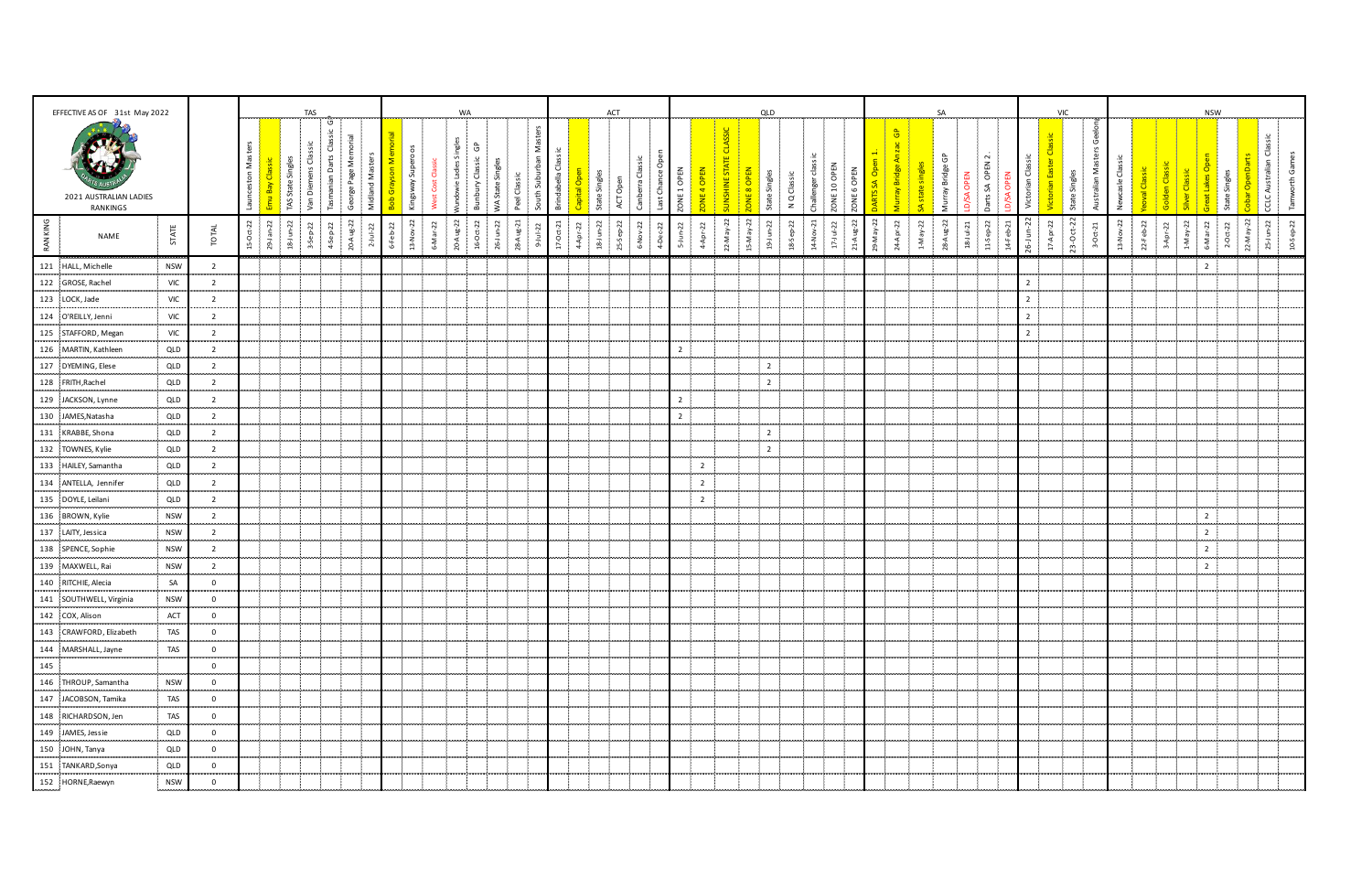EFFECTIVE AS OF 31st May 2022

2021 AUSTRALIAN LADIES RANKINGS

| RANKING | NAME | STATE | TOTAL | TAS | | | | | | | WA | | | | | | | | ACT | | | | | | QLD | | | | | | | | | SA | | | | | | | VIC | | | | NSW | | | | | | | | |
|---|---|---|---|---|---|---|---|---|---|---|---|---|---|---|---|---|---|---|---|---|---|---|---|---|---|---|---|---|---|---|---|---|---|---|---|---|---|---|---|---|---|---|---|---|---|---|---|---|---|---|---|---|---|
| | | | | Launceston Masters | Emu Bay Classic | TAS State Singles | Van Diemens Classic | Tasmanian Darts Classic GP | George Page Memorial | Midland Masters | Bob Grayson Memorial | Kingsway Superoos | West Coast Classic | Wandowie Ladies Singles | Bunbury Classic GP | WA State Singles | Peel Classic | South Suburban Masters | Brindabella Classic | Capital Open | State Singles | ACT Open | Canberra Classic | Last Chance Open | ZONE 1 OPEN | ZONE 4 OPEN | SUNSHINE STATE CLASSIC | ZONE 8 OPEN | State Singles | N Q Classic | Challenger classic | ZONE 10 OPEN | ZONE 6 OPEN | DARTS SA Open 1 | Murray Bridge Anzac GP | SA state singles | Murray Bridge GP | LD/SA OPEN | Darts SA OPEN 2 | LD/SA OPEN | Victorian Classic | Victorian Easter Classic | State Singles | Australian Masters Geelong | Newcastle Classic | Yeoval Classic | Golden Classic | Silver Classic | Great Lakes Open | State Singles | Cobar Open Darts | CCLC Australian Classic | Tamworth Games |
| | | | | 15-Oct-22 | 29-Jan-22 | 18-Jun-22 | 3-Sep-22 | 4-Sep-22 | 20-Aug-22 | 2-Jul-22 | 6-Feb-22 | 13-Nov-22 | 6-Mar-22 | 20-Aug-22 | 16-Oct-22 | 26-Jun-22 | 28-Aug-21 | 9-Jul-22 | 17-Oct-21 | 4-Apr-22 | 18-Jun-22 | 25-Sep-22 | 6-Nov-22 | 4-Dec-22 | 5-Jun-22 | 4-Apr-22 | 22-May-22 | 15-May-22 | 19-Jun-22 | 18-Sep-22 | 14-Nov-21 | 17-Jul-22 | 21-Aug-22 | 29-May-22 | 24-Apr-22 | 1-May-22 | 28-Aug-22 | 18-Jul-21 | 11-Sep-22 | 14-Feb-21 | 26-Jun-22 | 17-Apr-22 | 23-Oct-22 | 3-Oct-21 | 13-Nov-22 | 22-Feb-22 | 3-Apr-22 | 1-May-22 | 6-Mar-22 | 2-Oct-22 | 22-May-22 | 25-Jun-22 | 10-Sep-22 |
| 121 | HALL, Michelle | NSW | 2 | | | | | | | | | | | | | | | | | | | | | | | | | | | | | | | | | | | | | | | | | | | | | | 2 | | | | |
| 122 | GROSE, Rachel | VIC | 2 | | | | | | | | | | | | | | | | | | | | | | | | | | | | | | | | | | | | | | 2 | | | | | | | | | | | | |
| 123 | LOCK, Jade | VIC | 2 | | | | | | | | | | | | | | | | | | | | | | | | | | | | | | | | | | | | | | 2 | | | | | | | | | | | | |
| 124 | O'REILLY, Jenni | VIC | 2 | | | | | | | | | | | | | | | | | | | | | | | | | | | | | | | | | | | | | | 2 | | | | | | | | | | | | |
| 125 | STAFFORD, Megan | VIC | 2 | | | | | | | | | | | | | | | | | | | | | | | | | | | | | | | | | | | | | | 2 | | | | | | | | | | | | |
| 126 | MARTIN, Kathleen | QLD | 2 | | | | | | | | | | | | | | | | | | | | | | 2 | | | | | | | | | | | | | | | | | | | | | | | | | | | | |
| 127 | DYEMING, Elese | QLD | 2 | | | | | | | | | | | | | | | | | | | | | | | | | | 2 | | | | | | | | | | | | | | | | | | | | | | | | |
| 128 | FRITH,Rachel | QLD | 2 | | | | | | | | | | | | | | | | | | | | | | | | | | 2 | | | | | | | | | | | | | | | | | | | | | | | | |
| 129 | JACKSON, Lynne | QLD | 2 | | | | | | | | | | | | | | | | | | | | | | 2 | | | | | | | | | | | | | | | | | | | | | | | | | | | | |
| 130 | JAMES,Natasha | QLD | 2 | | | | | | | | | | | | | | | | | | | | | | 2 | | | | | | | | | | | | | | | | | | | | | | | | | | | | |
| 131 | KRABBE, Shona | QLD | 2 | | | | | | | | | | | | | | | | | | | | | | | | | | 2 | | | | | | | | | | | | | | | | | | | | | | | | |
| 132 | TOWNES, Kylie | QLD | 2 | | | | | | | | | | | | | | | | | | | | | | | | | | 2 | | | | | | | | | | | | | | | | | | | | | | | | |
| 133 | HAILEY, Samantha | QLD | 2 | | | | | | | | | | | | | | | | | | | | | | | 2 | | | | | | | | | | | | | | | | | | | | | | | | | | | |
| 134 | ANTELLA, Jennifer | QLD | 2 | | | | | | | | | | | | | | | | | | | | | | | 2 | | | | | | | | | | | | | | | | | | | | | | | | | | | |
| 135 | DOYLE, Leilani | QLD | 2 | | | | | | | | | | | | | | | | | | | | | | | 2 | | | | | | | | | | | | | | | | | | | | | | | | | | | |
| 136 | BROWN, Kylie | NSW | 2 | | | | | | | | | | | | | | | | | | | | | | | | | | | | | | | | | | | | | | | | | | | | | | 2 | | | | |
| 137 | LAITY, Jessica | NSW | 2 | | | | | | | | | | | | | | | | | | | | | | | | | | | | | | | | | | | | | | | | | | | | | | 2 | | | | |
| 138 | SPENCE, Sophie | NSW | 2 | | | | | | | | | | | | | | | | | | | | | | | | | | | | | | | | | | | | | | | | | | | | | | 2 | | | | |
| 139 | MAXWELL, Rai | NSW | 2 | | | | | | | | | | | | | | | | | | | | | | | | | | | | | | | | | | | | | | | | | | | | | | 2 | | | | |
| 140 | RITCHIE, Alecia | SA | 0 | | | | | | | | | | | | | | | | | | | | | | | | | | | | | | | | | | | | | | | | | | | | | | | | | | |
| 141 | SOUTHWELL, Virginia | NSW | 0 | | | | | | | | | | | | | | | | | | | | | | | | | | | | | | | | | | | | | | | | | | | | | | | | | | |
| 142 | COX, Alison | ACT | 0 | | | | | | | | | | | | | | | | | | | | | | | | | | | | | | | | | | | | | | | | | | | | | | | | | | |
| 143 | CRAWFORD, Elizabeth | TAS | 0 | | | | | | | | | | | | | | | | | | | | | | | | | | | | | | | | | | | | | | | | | | | | | | | | | | |
| 144 | MARSHALL, Jayne | TAS | 0 | | | | | | | | | | | | | | | | | | | | | | | | | | | | | | | | | | | | | | | | | | | | | | | | | | |
| 145 | | | 0 | | | | | | | | | | | | | | | | | | | | | | | | | | | | | | | | | | | | | | | | | | | | | | | | | | |
| 146 | THROUP, Samantha | NSW | 0 | | | | | | | | | | | | | | | | | | | | | | | | | | | | | | | | | | | | | | | | | | | | | | | | | | |
| 147 | JACOBSON, Tamika | TAS | 0 | | | | | | | | | | | | | | | | | | | | | | | | | | | | | | | | | | | | | | | | | | | | | | | | | | |
| 148 | RICHARDSON, Jen | TAS | 0 | | | | | | | | | | | | | | | | | | | | | | | | | | | | | | | | | | | | | | | | | | | | | | | | | | |
| 149 | JAMES, Jessie | QLD | 0 | | | | | | | | | | | | | | | | | | | | | | | | | | | | | | | | | | | | | | | | | | | | | | | | | | |
| 150 | JOHN, Tanya | QLD | 0 | | | | | | | | | | | | | | | | | | | | | | | | | | | | | | | | | | | | | | | | | | | | | | | | | | |
| 151 | TANKARD,Sonya | QLD | 0 | | | | | | | | | | | | | | | | | | | | | | | | | | | | | | | | | | | | | | | | | | | | | | | | | | |
| 152 | HORNE,Raewyn | NSW | 0 | | | | | | | | | | | | | | | | | | | | | | | | | | | | | | | | | | | | | | | | | | | | | | | | | | |